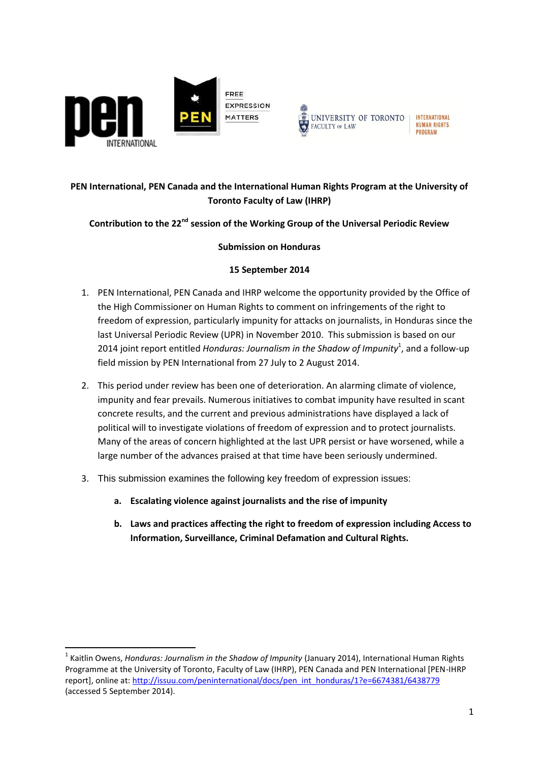**PEN International, PEN Canada and the International Human Rights Program at the University of Toronto Faculty of Law (IHRP)**

**Contribution to the 22nd session of the Working Group of the Universal Periodic Review**

**Submission on Honduras**

**15 September 2014**

1. PEN International, PEN Canada and IHRP welcome the opportunity provided by the Office of the High Commissioner on Human Rights to comment on infringements of the right to freedom of expression, particularly impunity for attacks on journalists, in Honduras since the last Universal Periodic Review (UPR) in November 2010. This submission is based on our 2014 joint report entitled *Honduras: Journalism in the Shadow of Impunity*[1], and a follow-up field mission by PEN International from 27 July to 2 August 2014.

2. This period under review has been one of deterioration. An alarming climate of violence, impunity and fear prevails. Numerous initiatives to combat impunity have resulted in scant concrete results, and the current and previous administrations have displayed a lack of political will to investigate violations of freedom of expression and to protect journalists. Many of the areas of concern highlighted at the last UPR persist or have worsened, while a large number of the advances praised at that time have been seriously undermined.

3. This submission examines the following key freedom of expression issues:

    a. **Escalating violence against journalists and the rise of impunity**

    b. **Laws and practices affecting the right to freedom of expression including Access to Information, Surveillance, Criminal Defamation and Cultural Rights.**

---

[1] Kaitlin Owens, *Honduras: Journalism in the Shadow of Impunity* (January 2014), International Human Rights Programme at the University of Toronto, Faculty of Law (IHRP), PEN Canada and PEN International [PEN-IHRP report], online at: http://issuu.com/peninternational/docs/pen_int_honduras/1?e=6674381/6438779 (accessed 5 September 2014).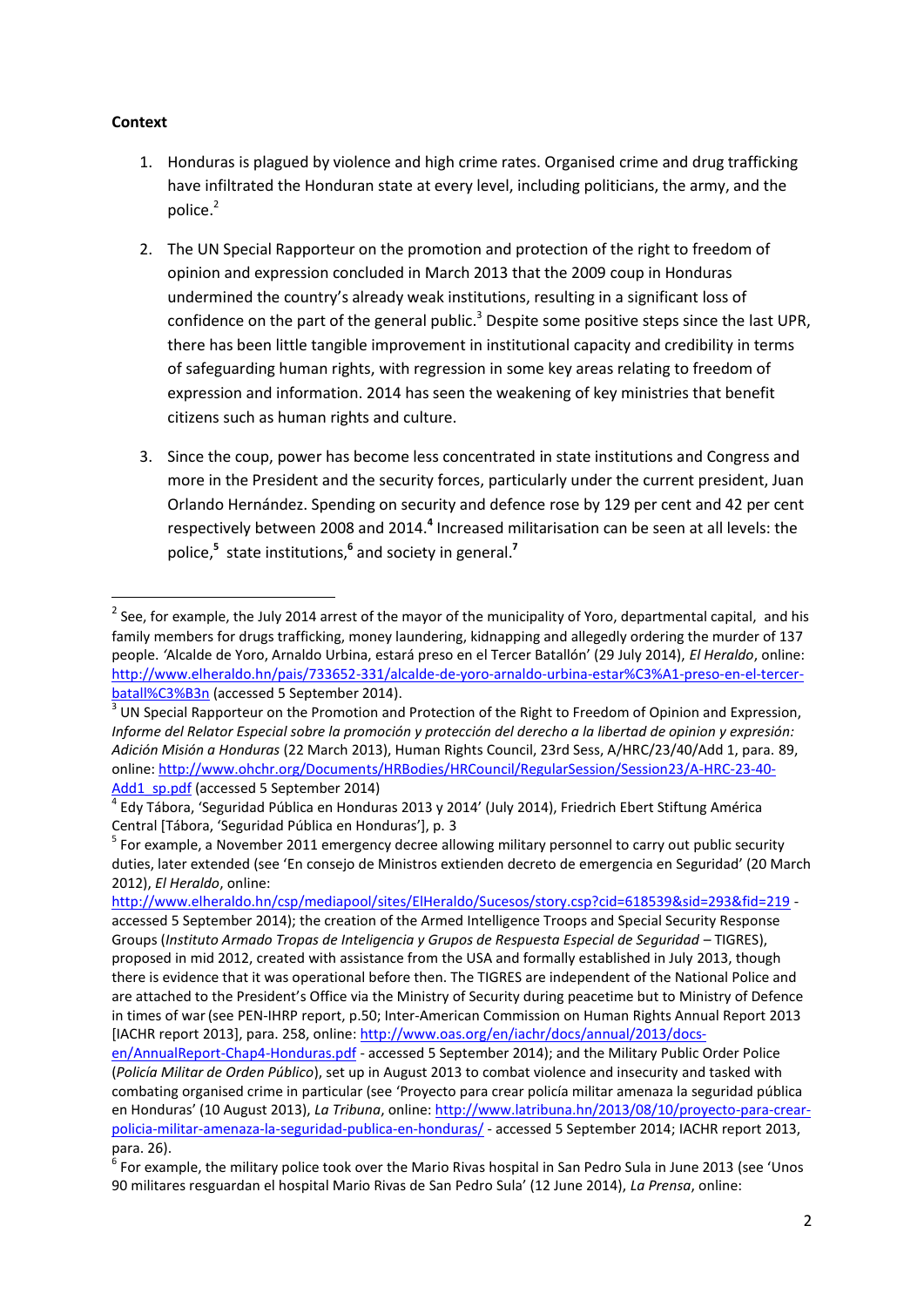**Context**

1. Honduras is plagued by violence and high crime rates. Organised crime and drug trafficking have infiltrated the Honduran state at every level, including politicians, the army, and the police.[2]

2. The UN Special Rapporteur on the promotion and protection of the right to freedom of opinion and expression concluded in March 2013 that the 2009 coup in Honduras undermined the country's already weak institutions, resulting in a significant loss of confidence on the part of the general public.[3] Despite some positive steps since the last UPR, there has been little tangible improvement in institutional capacity and credibility in terms of safeguarding human rights, with regression in some key areas relating to freedom of expression and information. 2014 has seen the weakening of key ministries that benefit citizens such as human rights and culture.

3. Since the coup, power has become less concentrated in state institutions and Congress and more in the President and the security forces, particularly under the current president, Juan Orlando Hernández. Spending on security and defence rose by 129 per cent and 42 per cent respectively between 2008 and 2014.[4] Increased militarisation can be seen at all levels: the police,[5] state institutions,[6] and society in general.[7]

---

[2] See, for example, the July 2014 arrest of the mayor of the municipality of Yoro, departmental capital, and his family members for drugs trafficking, money laundering, kidnapping and allegedly ordering the murder of 137 people. 'Alcalde de Yoro, Arnaldo Urbina, estará preso en el Tercer Batallón' (29 July 2014), *El Heraldo*, online: http://www.elheraldo.hn/pais/733652-331/alcalde-de-yoro-arnaldo-urbina-estar%C3%A1-preso-en-el-tercer-batall%C3%B3n (accessed 5 September 2014).

[3] UN Special Rapporteur on the Promotion and Protection of the Right to Freedom of Opinion and Expression, *Informe del Relator Especial sobre la promoción y protección del derecho a la libertad de opinion y expresión: Adición Misión a Honduras* (22 March 2013), Human Rights Council, 23rd Sess, A/HRC/23/40/Add 1, para. 89, online: http://www.ohchr.org/Documents/HRBodies/HRCouncil/RegularSession/Session23/A-HRC-23-40-Add1_sp.pdf (accessed 5 September 2014)

[4] Edy Tábora, 'Seguridad Pública en Honduras 2013 y 2014' (July 2014), Friedrich Ebert Stiftung América Central [Tábora, 'Seguridad Pública en Honduras'], p. 3

[5] For example, a November 2011 emergency decree allowing military personnel to carry out public security duties, later extended (see 'En consejo de Ministros extienden decreto de emergencia en Seguridad' (20 March 2012), *El Heraldo*, online: http://www.elheraldo.hn/csp/mediapool/sites/ElHeraldo/Sucesos/story.csp?cid=618539&sid=293&fid=219 - accessed 5 September 2014); the creation of the Armed Intelligence Troops and Special Security Response Groups (*Instituto Armado Tropas de Inteligencia y Grupos de Respuesta Especial de Seguridad* – TIGRES), proposed in mid 2012, created with assistance from the USA and formally established in July 2013, though there is evidence that it was operational before then. The TIGRES are independent of the National Police and are attached to the President's Office via the Ministry of Security during peacetime but to Ministry of Defence in times of war (see PEN-IHRP report, p.50; Inter-American Commission on Human Rights Annual Report 2013 [IACHR report 2013], para. 258, online: http://www.oas.org/en/iachr/docs/annual/2013/docs-en/AnnualReport-Chap4-Honduras.pdf - accessed 5 September 2014); and the Military Public Order Police (*Policía Militar de Orden Público*), set up in August 2013 to combat violence and insecurity and tasked with combating organised crime in particular (see 'Proyecto para crear policía militar amenaza la seguridad pública en Honduras' (10 August 2013), *La Tribuna*, online: http://www.latribuna.hn/2013/08/10/proyecto-para-crear-policia-militar-amenaza-la-seguridad-publica-en-honduras/ - accessed 5 September 2014; IACHR report 2013, para. 26).

[6] For example, the military police took over the Mario Rivas hospital in San Pedro Sula in June 2013 (see 'Unos 90 militares resguardan el hospital Mario Rivas de San Pedro Sula' (12 June 2014), *La Prensa*, online: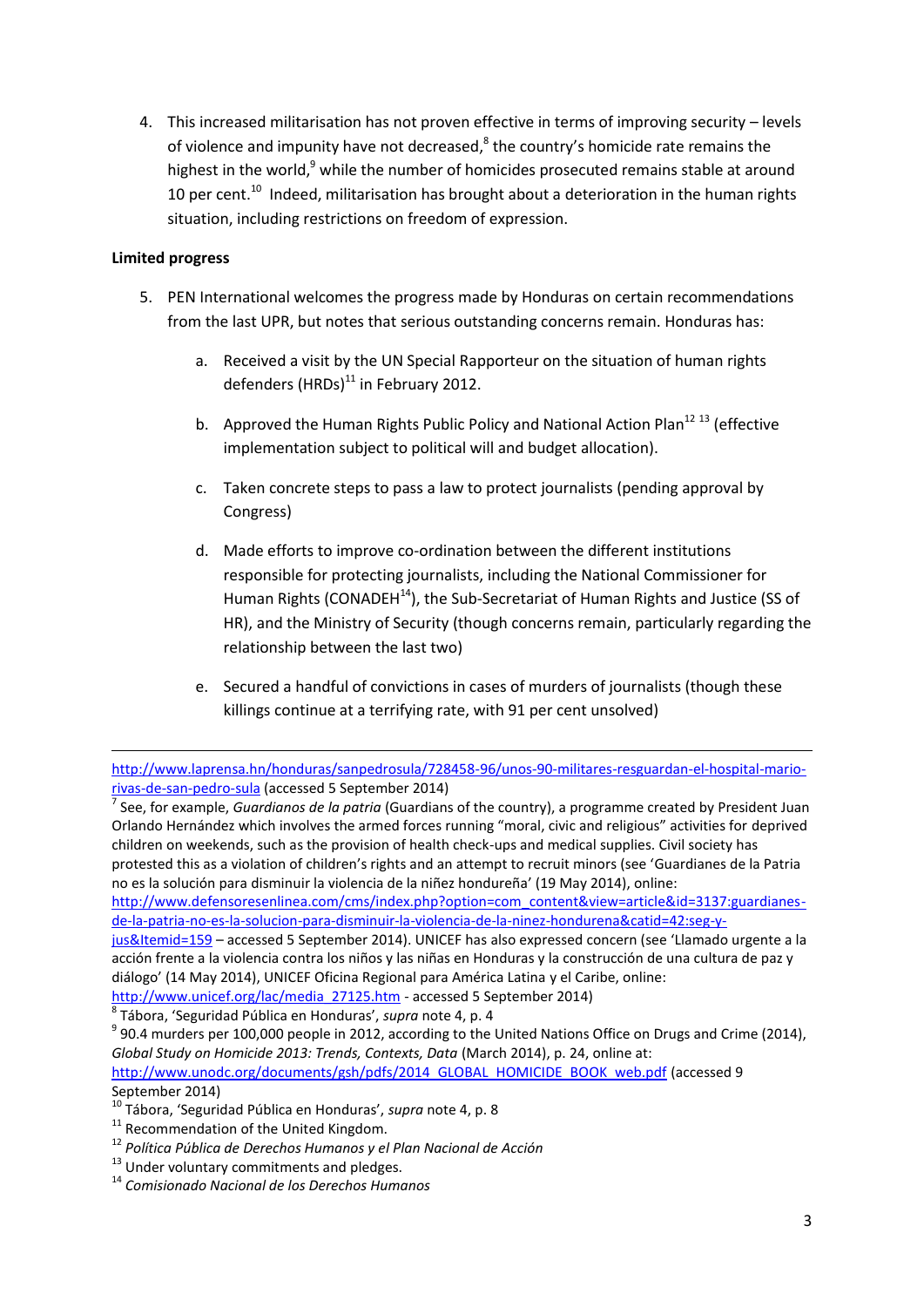4. This increased militarisation has not proven effective in terms of improving security – levels of violence and impunity have not decreased,[8] the country's homicide rate remains the highest in the world,[9] while the number of homicides prosecuted remains stable at around 10 per cent.[10] Indeed, militarisation has brought about a deterioration in the human rights situation, including restrictions on freedom of expression.

**Limited progress**

5. PEN International welcomes the progress made by Honduras on certain recommendations from the last UPR, but notes that serious outstanding concerns remain. Honduras has:

   a. Received a visit by the UN Special Rapporteur on the situation of human rights defenders (HRDs)[11] in February 2012.

   b. Approved the Human Rights Public Policy and National Action Plan[12] [13] (effective implementation subject to political will and budget allocation).

   c. Taken concrete steps to pass a law to protect journalists (pending approval by Congress)

   d. Made efforts to improve co-ordination between the different institutions responsible for protecting journalists, including the National Commissioner for Human Rights (CONADEH[14]), the Sub-Secretariat of Human Rights and Justice (SS of HR), and the Ministry of Security (though concerns remain, particularly regarding the relationship between the last two)

   e. Secured a handful of convictions in cases of murders of journalists (though these killings continue at a terrifying rate, with 91 per cent unsolved)

---

http://www.laprensa.hn/honduras/sanpedrosula/728458-96/unos-90-militares-resguardan-el-hospital-mario-rivas-de-san-pedro-sula (accessed 5 September 2014)

[7] See, for example, *Guardianos de la patria* (Guardians of the country), a programme created by President Juan Orlando Hernández which involves the armed forces running "moral, civic and religious" activities for deprived children on weekends, such as the provision of health check-ups and medical supplies. Civil society has protested this as a violation of children's rights and an attempt to recruit minors (see 'Guardianes de la Patria no es la solución para disminuir la violencia de la niñez hondureña' (19 May 2014), online: http://www.defensoresenlinea.com/cms/index.php?option=com_content&view=article&id=3137:guardianes-de-la-patria-no-es-la-solucion-para-disminuir-la-violencia-de-la-ninez-hondurena&catid=42:seg-y-jus&Itemid=159 – accessed 5 September 2014). UNICEF has also expressed concern (see 'Llamado urgente a la acción frente a la violencia contra los niños y las niñas en Honduras y la construcción de una cultura de paz y diálogo' (14 May 2014), UNICEF Oficina Regional para América Latina y el Caribe, online: http://www.unicef.org/lac/media_27125.htm - accessed 5 September 2014)

[8] Tábora, 'Seguridad Pública en Honduras', *supra* note 4, p. 4

[9] 90.4 murders per 100,000 people in 2012, according to the United Nations Office on Drugs and Crime (2014), *Global Study on Homicide 2013: Trends, Contexts, Data* (March 2014), p. 24, online at: http://www.unodc.org/documents/gsh/pdfs/2014_GLOBAL_HOMICIDE_BOOK_web.pdf (accessed 9 September 2014)

[10] Tábora, 'Seguridad Pública en Honduras', *supra* note 4, p. 8

[11] Recommendation of the United Kingdom.

[12] *Política Pública de Derechos Humanos y el Plan Nacional de Acción*

[13] Under voluntary commitments and pledges.

[14] *Comisionado Nacional de los Derechos Humanos*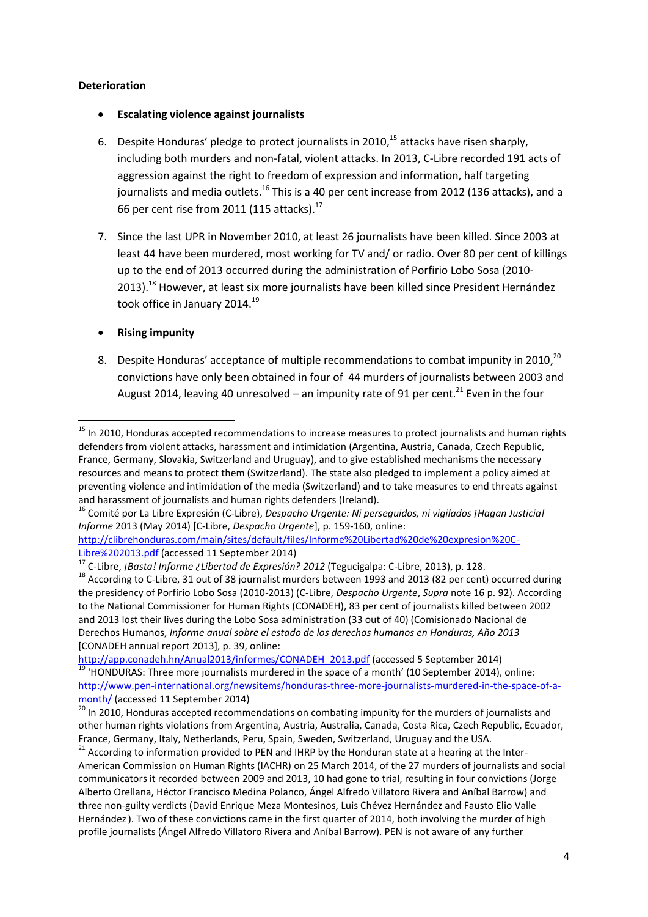**Deterioration**

- **Escalating violence against journalists**

6. Despite Honduras' pledge to protect journalists in 2010,[15] attacks have risen sharply, including both murders and non-fatal, violent attacks. In 2013, C-Libre recorded 191 acts of aggression against the right to freedom of expression and information, half targeting journalists and media outlets.[16] This is a 40 per cent increase from 2012 (136 attacks), and a 66 per cent rise from 2011 (115 attacks).[17]

7. Since the last UPR in November 2010, at least 26 journalists have been killed. Since 2003 at least 44 have been murdered, most working for TV and/ or radio. Over 80 per cent of killings up to the end of 2013 occurred during the administration of Porfirio Lobo Sosa (2010-2013).[18] However, at least six more journalists have been killed since President Hernández took office in January 2014.[19]

- **Rising impunity**

8. Despite Honduras' acceptance of multiple recommendations to combat impunity in 2010,[20] convictions have only been obtained in four of 44 murders of journalists between 2003 and August 2014, leaving 40 unresolved – an impunity rate of 91 per cent.[21] Even in the four

---

[15] In 2010, Honduras accepted recommendations to increase measures to protect journalists and human rights defenders from violent attacks, harassment and intimidation (Argentina, Austria, Canada, Czech Republic, France, Germany, Slovakia, Switzerland and Uruguay), and to give established mechanisms the necessary resources and means to protect them (Switzerland). The state also pledged to implement a policy aimed at preventing violence and intimidation of the media (Switzerland) and to take measures to end threats against and harassment of journalists and human rights defenders (Ireland).

[16] Comité por La Libre Expresión (C-Libre), *Despacho Urgente: Ni perseguidos, ni vigilados ¡Hagan Justicia! Informe* 2013 (May 2014) [C-Libre, *Despacho Urgente*], p. 159-160, online: http://clibrehonduras.com/main/sites/default/files/Informe%20Libertad%20de%20expresion%20C-Libre%202013.pdf (accessed 11 September 2014)

[17] C-Libre, *¡Basta! Informe ¿Libertad de Expresión? 2012* (Tegucigalpa: C-Libre, 2013), p. 128.

[18] According to C-Libre, 31 out of 38 journalist murders between 1993 and 2013 (82 per cent) occurred during the presidency of Porfirio Lobo Sosa (2010-2013) (C-Libre, *Despacho Urgente*, *Supra* note 16 p. 92). According to the National Commissioner for Human Rights (CONADEH), 83 per cent of journalists killed between 2002 and 2013 lost their lives during the Lobo Sosa administration (33 out of 40) (Comisionado Nacional de Derechos Humanos, *Informe anual sobre el estado de los derechos humanos en Honduras, Año 2013* [CONADEH annual report 2013], p. 39, online: http://app.conadeh.hn/Anual2013/informes/CONADEH_2013.pdf (accessed 5 September 2014)

[19] 'HONDURAS: Three more journalists murdered in the space of a month' (10 September 2014), online: http://www.pen-international.org/newsitems/honduras-three-more-journalists-murdered-in-the-space-of-a-month/ (accessed 11 September 2014)

[20] In 2010, Honduras accepted recommendations on combating impunity for the murders of journalists and other human rights violations from Argentina, Austria, Australia, Canada, Costa Rica, Czech Republic, Ecuador, France, Germany, Italy, Netherlands, Peru, Spain, Sweden, Switzerland, Uruguay and the USA.

[21] According to information provided to PEN and IHRP by the Honduran state at a hearing at the Inter-American Commission on Human Rights (IACHR) on 25 March 2014, of the 27 murders of journalists and social communicators it recorded between 2009 and 2013, 10 had gone to trial, resulting in four convictions (Jorge Alberto Orellana, Héctor Francisco Medina Polanco, Ángel Alfredo Villatoro Rivera and Aníbal Barrow) and three non-guilty verdicts (David Enrique Meza Montesinos, Luis Chévez Hernández and Fausto Elio Valle Hernández ). Two of these convictions came in the first quarter of 2014, both involving the murder of high profile journalists (Ángel Alfredo Villatoro Rivera and Aníbal Barrow). PEN is not aware of any further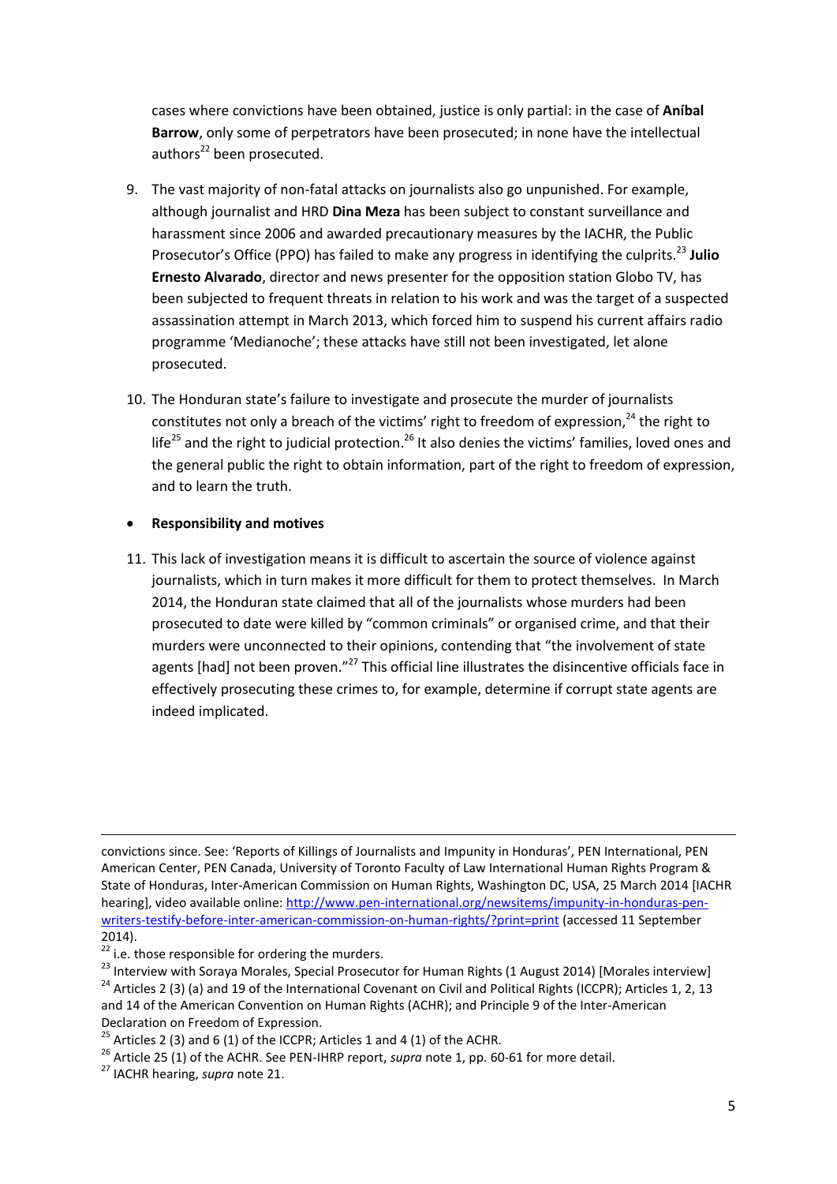cases where convictions have been obtained, justice is only partial: in the case of **Aníbal Barrow**, only some of perpetrators have been prosecuted; in none have the intellectual authors[22] been prosecuted.

9. The vast majority of non-fatal attacks on journalists also go unpunished. For example, although journalist and HRD **Dina Meza** has been subject to constant surveillance and harassment since 2006 and awarded precautionary measures by the IACHR, the Public Prosecutor's Office (PPO) has failed to make any progress in identifying the culprits.[23] **Julio Ernesto Alvarado**, director and news presenter for the opposition station Globo TV, has been subjected to frequent threats in relation to his work and was the target of a suspected assassination attempt in March 2013, which forced him to suspend his current affairs radio programme 'Medianoche'; these attacks have still not been investigated, let alone prosecuted.

10. The Honduran state's failure to investigate and prosecute the murder of journalists constitutes not only a breach of the victims' right to freedom of expression,[24] the right to life[25] and the right to judicial protection.[26] It also denies the victims' families, loved ones and the general public the right to obtain information, part of the right to freedom of expression, and to learn the truth.

- **Responsibility and motives**

11. This lack of investigation means it is difficult to ascertain the source of violence against journalists, which in turn makes it more difficult for them to protect themselves. In March 2014, the Honduran state claimed that all of the journalists whose murders had been prosecuted to date were killed by "common criminals" or organised crime, and that their murders were unconnected to their opinions, contending that "the involvement of state agents [had] not been proven."[27] This official line illustrates the disincentive officials face in effectively prosecuting these crimes to, for example, determine if corrupt state agents are indeed implicated.

---

convictions since. See: 'Reports of Killings of Journalists and Impunity in Honduras', PEN International, PEN American Center, PEN Canada, University of Toronto Faculty of Law International Human Rights Program & State of Honduras, Inter-American Commission on Human Rights, Washington DC, USA, 25 March 2014 [IACHR hearing], video available online: http://www.pen-international.org/newsitems/impunity-in-honduras-pen-writers-testify-before-inter-american-commission-on-human-rights/?print=print (accessed 11 September 2014).

[22] i.e. those responsible for ordering the murders.

[23] Interview with Soraya Morales, Special Prosecutor for Human Rights (1 August 2014) [Morales interview]

[24] Articles 2 (3) (a) and 19 of the International Covenant on Civil and Political Rights (ICCPR); Articles 1, 2, 13 and 14 of the American Convention on Human Rights (ACHR); and Principle 9 of the Inter-American Declaration on Freedom of Expression.

[25] Articles 2 (3) and 6 (1) of the ICCPR; Articles 1 and 4 (1) of the ACHR.

[26] Article 25 (1) of the ACHR. See PEN-IHRP report, *supra* note 1, pp. 60-61 for more detail.

[27] IACHR hearing, *supra* note 21.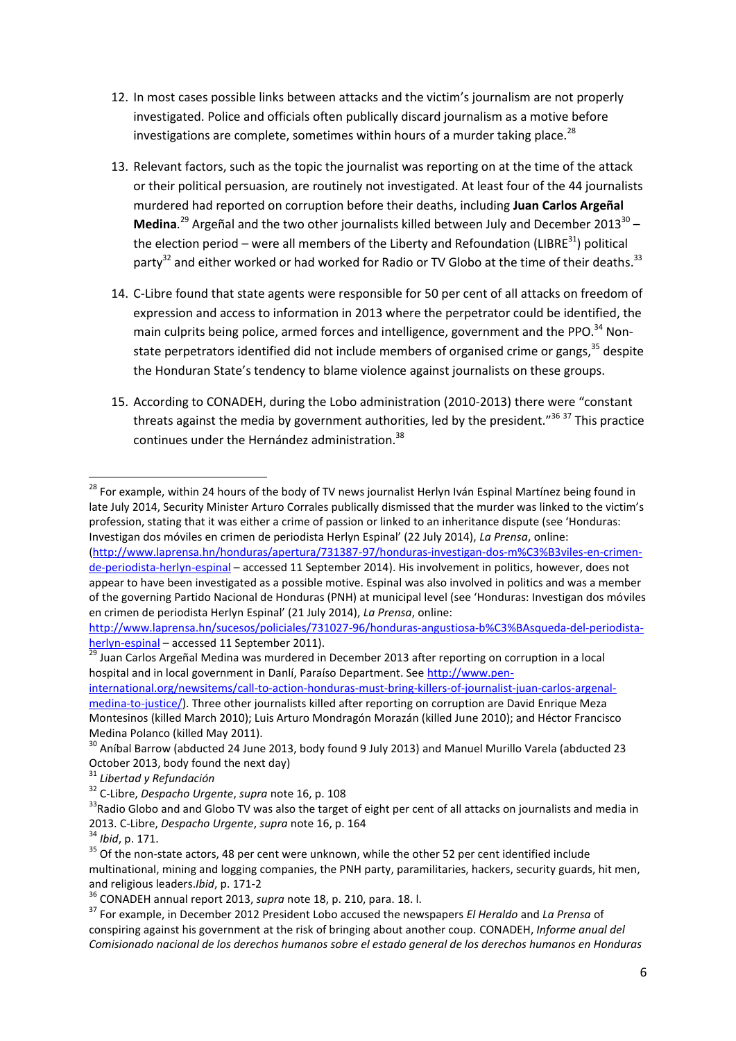12. In most cases possible links between attacks and the victim's journalism are not properly investigated. Police and officials often publically discard journalism as a motive before investigations are complete, sometimes within hours of a murder taking place.[28]

13. Relevant factors, such as the topic the journalist was reporting on at the time of the attack or their political persuasion, are routinely not investigated. At least four of the 44 journalists murdered had reported on corruption before their deaths, including **Juan Carlos Argeñal Medina**.[29] Argeñal and the two other journalists killed between July and December 2013[30] – the election period – were all members of the Liberty and Refoundation (LIBRE[31]) political party[32] and either worked or had worked for Radio or TV Globo at the time of their deaths.[33]

14. C-Libre found that state agents were responsible for 50 per cent of all attacks on freedom of expression and access to information in 2013 where the perpetrator could be identified, the main culprits being police, armed forces and intelligence, government and the PPO.[34] Non-state perpetrators identified did not include members of organised crime or gangs,[35] despite the Honduran State's tendency to blame violence against journalists on these groups.

15. According to CONADEH, during the Lobo administration (2010-2013) there were "constant threats against the media by government authorities, led by the president."[36] [37] This practice continues under the Hernández administration.[38]

---

[28] For example, within 24 hours of the body of TV news journalist Herlyn Iván Espinal Martínez being found in late July 2014, Security Minister Arturo Corrales publically dismissed that the murder was linked to the victim's profession, stating that it was either a crime of passion or linked to an inheritance dispute (see 'Honduras: Investigan dos móviles en crimen de periodista Herlyn Espinal' (22 July 2014), *La Prensa*, online: (http://www.laprensa.hn/honduras/apertura/731387-97/honduras-investigan-dos-m%C3%B3viles-en-crimen-de-periodista-herlyn-espinal – accessed 11 September 2014). His involvement in politics, however, does not appear to have been investigated as a possible motive. Espinal was also involved in politics and was a member of the governing Partido Nacional de Honduras (PNH) at municipal level (see 'Honduras: Investigan dos móviles en crimen de periodista Herlyn Espinal' (21 July 2014), *La Prensa*, online: http://www.laprensa.hn/sucesos/policiales/731027-96/honduras-angustiosa-b%C3%BAsqueda-del-periodista-herlyn-espinal – accessed 11 September 2011).

[29] Juan Carlos Argeñal Medina was murdered in December 2013 after reporting on corruption in a local hospital and in local government in Danlí, Paraíso Department. See http://www.pen-international.org/newsitems/call-to-action-honduras-must-bring-killers-of-journalist-juan-carlos-argenal-medina-to-justice/). Three other journalists killed after reporting on corruption are David Enrique Meza Montesinos (killed March 2010); Luis Arturo Mondragón Morazán (killed June 2010); and Héctor Francisco Medina Polanco (killed May 2011).

[30] Aníbal Barrow (abducted 24 June 2013, body found 9 July 2013) and Manuel Murillo Varela (abducted 23 October 2013, body found the next day)

[31] *Libertad y Refundación*

[32] C-Libre, *Despacho Urgente*, *supra* note 16, p. 108

[33] Radio Globo and and Globo TV was also the target of eight per cent of all attacks on journalists and media in 2013. C-Libre, *Despacho Urgente*, *supra* note 16, p. 164

[34] *Ibid*, p. 171.

[35] Of the non-state actors, 48 per cent were unknown, while the other 52 per cent identified include multinational, mining and logging companies, the PNH party, paramilitaries, hackers, security guards, hit men, and religious leaders.*Ibid*, p. 171-2

[36] CONADEH annual report 2013, *supra* note 18, p. 210, para. 18. l.

[37] For example, in December 2012 President Lobo accused the newspapers *El Heraldo* and *La Prensa* of conspiring against his government at the risk of bringing about another coup. CONADEH, *Informe anual del Comisionado nacional de los derechos humanos sobre el estado general de los derechos humanos en Honduras*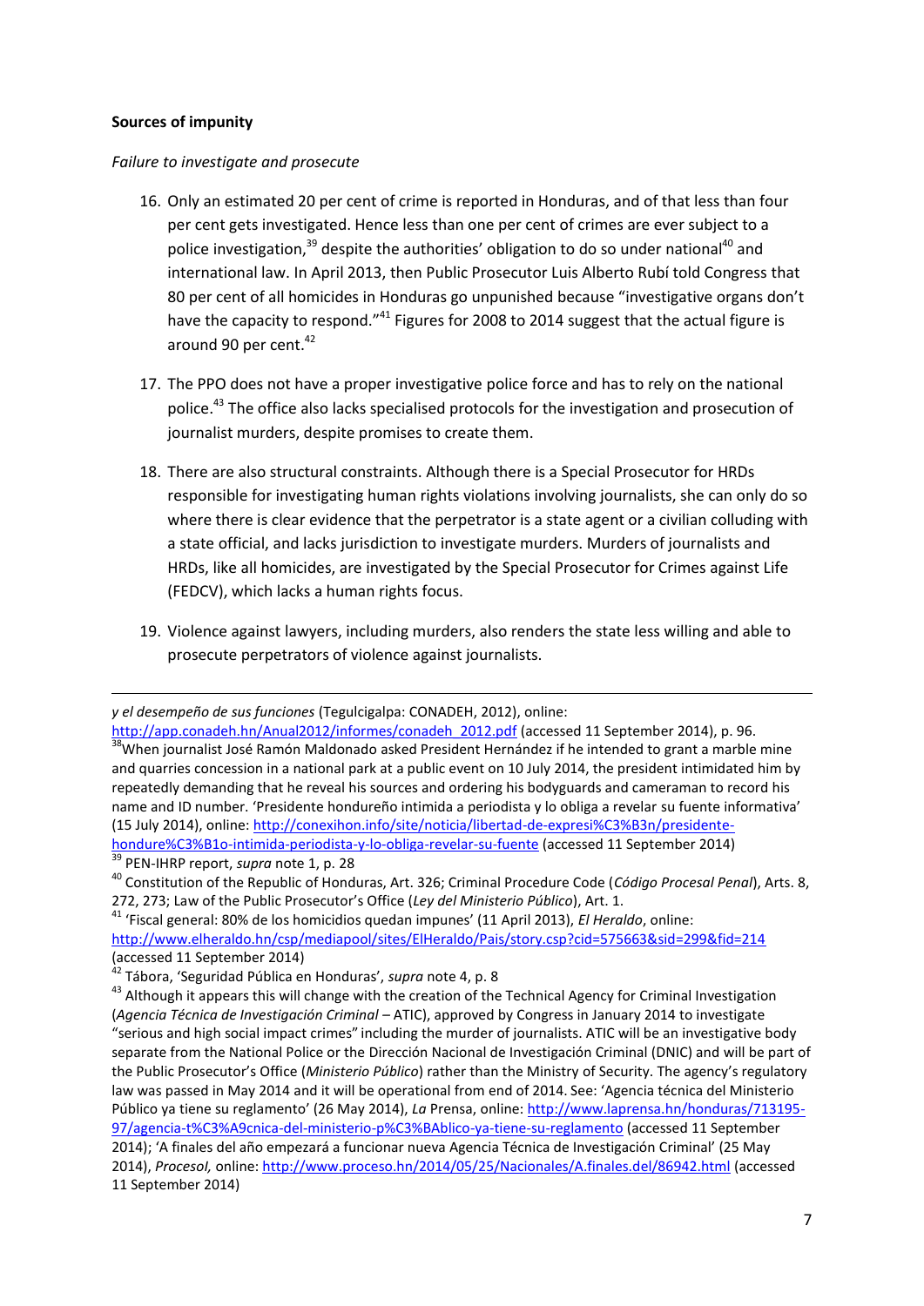**Sources of impunity**

*Failure to investigate and prosecute*

16. Only an estimated 20 per cent of crime is reported in Honduras, and of that less than four per cent gets investigated. Hence less than one per cent of crimes are ever subject to a police investigation,[39] despite the authorities' obligation to do so under national[40] and international law. In April 2013, then Public Prosecutor Luis Alberto Rubí told Congress that 80 per cent of all homicides in Honduras go unpunished because "investigative organs don't have the capacity to respond."[41] Figures for 2008 to 2014 suggest that the actual figure is around 90 per cent.[42]

17. The PPO does not have a proper investigative police force and has to rely on the national police.[43] The office also lacks specialised protocols for the investigation and prosecution of journalist murders, despite promises to create them.

18. There are also structural constraints. Although there is a Special Prosecutor for HRDs responsible for investigating human rights violations involving journalists, she can only do so where there is clear evidence that the perpetrator is a state agent or a civilian colluding with a state official, and lacks jurisdiction to investigate murders. Murders of journalists and HRDs, like all homicides, are investigated by the Special Prosecutor for Crimes against Life (FEDCV), which lacks a human rights focus.

19. Violence against lawyers, including murders, also renders the state less willing and able to prosecute perpetrators of violence against journalists.

---

*y el desempeño de sus funciones* (Tegulcigalpa: CONADEH, 2012), online: http://app.conadeh.hn/Anual2012/informes/conadeh_2012.pdf (accessed 11 September 2014), p. 96.

[38] When journalist José Ramón Maldonado asked President Hernández if he intended to grant a marble mine and quarries concession in a national park at a public event on 10 July 2014, the president intimidated him by repeatedly demanding that he reveal his sources and ordering his bodyguards and cameraman to record his name and ID number. 'Presidente hondureño intimida a periodista y lo obliga a revelar su fuente informativa' (15 July 2014), online: http://conexihon.info/site/noticia/libertad-de-expresi%C3%B3n/presidente-hondure%C3%B1o-intimida-periodista-y-lo-obliga-revelar-su-fuente (accessed 11 September 2014)

[39] PEN-IHRP report, *supra* note 1, p. 28

[40] Constitution of the Republic of Honduras, Art. 326; Criminal Procedure Code (*Código Procesal Penal*), Arts. 8, 272, 273; Law of the Public Prosecutor's Office (*Ley del Ministerio Público*), Art. 1.

[41] 'Fiscal general: 80% de los homicidios quedan impunes' (11 April 2013), *El Heraldo*, online: http://www.elheraldo.hn/csp/mediapool/sites/ElHeraldo/Pais/story.csp?cid=575663&sid=299&fid=214 (accessed 11 September 2014)

[42] Tábora, 'Seguridad Pública en Honduras', *supra* note 4, p. 8

[43] Although it appears this will change with the creation of the Technical Agency for Criminal Investigation (*Agencia Técnica de Investigación Criminal* – ATIC), approved by Congress in January 2014 to investigate "serious and high social impact crimes" including the murder of journalists. ATIC will be an investigative body separate from the National Police or the Dirección Nacional de Investigación Criminal (DNIC) and will be part of the Public Prosecutor's Office (*Ministerio Público*) rather than the Ministry of Security. The agency's regulatory law was passed in May 2014 and it will be operational from end of 2014. See: 'Agencia técnica del Ministerio Público ya tiene su reglamento' (26 May 2014), *La* Prensa, online: http://www.laprensa.hn/honduras/713195-97/agencia-t%C3%A9cnica-del-ministerio-p%C3%BAblico-ya-tiene-su-reglamento (accessed 11 September 2014); 'A finales del año empezará a funcionar nueva Agencia Técnica de Investigación Criminal' (25 May 2014), *Procesol,* online: http://www.proceso.hn/2014/05/25/Nacionales/A.finales.del/86942.html (accessed 11 September 2014)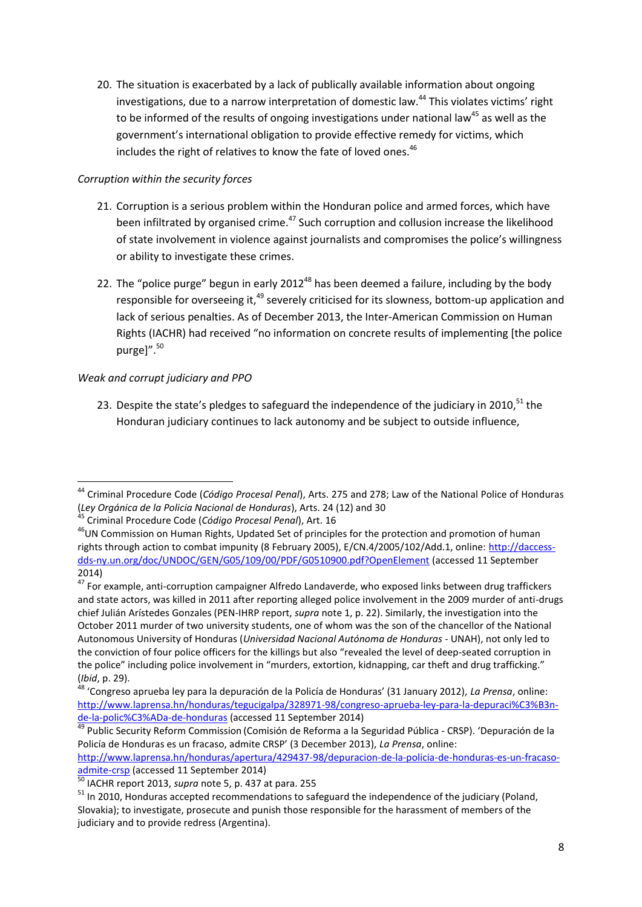20. The situation is exacerbated by a lack of publically available information about ongoing investigations, due to a narrow interpretation of domestic law.[44] This violates victims' right to be informed of the results of ongoing investigations under national law[45] as well as the government's international obligation to provide effective remedy for victims, which includes the right of relatives to know the fate of loved ones.[46]

*Corruption within the security forces*

21. Corruption is a serious problem within the Honduran police and armed forces, which have been infiltrated by organised crime.[47] Such corruption and collusion increase the likelihood of state involvement in violence against journalists and compromises the police's willingness or ability to investigate these crimes.

22. The "police purge" begun in early 2012[48] has been deemed a failure, including by the body responsible for overseeing it,[49] severely criticised for its slowness, bottom-up application and lack of serious penalties. As of December 2013, the Inter-American Commission on Human Rights (IACHR) had received "no information on concrete results of implementing [the police purge]".[50]

*Weak and corrupt judiciary and PPO*

23. Despite the state's pledges to safeguard the independence of the judiciary in 2010,[51] the Honduran judiciary continues to lack autonomy and be subject to outside influence,

---

[44] Criminal Procedure Code (*Código Procesal Penal*), Arts. 275 and 278; Law of the National Police of Honduras (*Ley Orgánica de la Policia Nacional de Honduras*), Arts. 24 (12) and 30

[45] Criminal Procedure Code (*Código Procesal Penal*), Art. 16

[46] UN Commission on Human Rights, Updated Set of principles for the protection and promotion of human rights through action to combat impunity (8 February 2005), E/CN.4/2005/102/Add.1, online: http://daccess-dds-ny.un.org/doc/UNDOC/GEN/G05/109/00/PDF/G0510900.pdf?OpenElement (accessed 11 September 2014)

[47] For example, anti-corruption campaigner Alfredo Landaverde, who exposed links between drug traffickers and state actors, was killed in 2011 after reporting alleged police involvement in the 2009 murder of anti-drugs chief Julián Arístedes Gonzales (PEN-IHRP report, *supra* note 1, p. 22). Similarly, the investigation into the October 2011 murder of two university students, one of whom was the son of the chancellor of the National Autonomous University of Honduras (*Universidad Nacional Autónoma de Honduras* - UNAH), not only led to the conviction of four police officers for the killings but also "revealed the level of deep-seated corruption in the police" including police involvement in "murders, extortion, kidnapping, car theft and drug trafficking." (*Ibid*, p. 29).

[48] 'Congreso aprueba ley para la depuración de la Policía de Honduras' (31 January 2012), *La Prensa*, online: http://www.laprensa.hn/honduras/tegucigalpa/328971-98/congreso-aprueba-ley-para-la-depuraci%C3%B3n-de-la-polic%C3%ADa-de-honduras (accessed 11 September 2014)

[49] Public Security Reform Commission (Comisión de Reforma a la Seguridad Pública - CRSP). 'Depuración de la Policía de Honduras es un fracaso, admite CRSP' (3 December 2013), *La Prensa*, online: http://www.laprensa.hn/honduras/apertura/429437-98/depuracion-de-la-policia-de-honduras-es-un-fracaso-admite-crsp (accessed 11 September 2014)

[50] IACHR report 2013, *supra* note 5, p. 437 at para. 255

[51] In 2010, Honduras accepted recommendations to safeguard the independence of the judiciary (Poland, Slovakia); to investigate, prosecute and punish those responsible for the harassment of members of the judiciary and to provide redress (Argentina).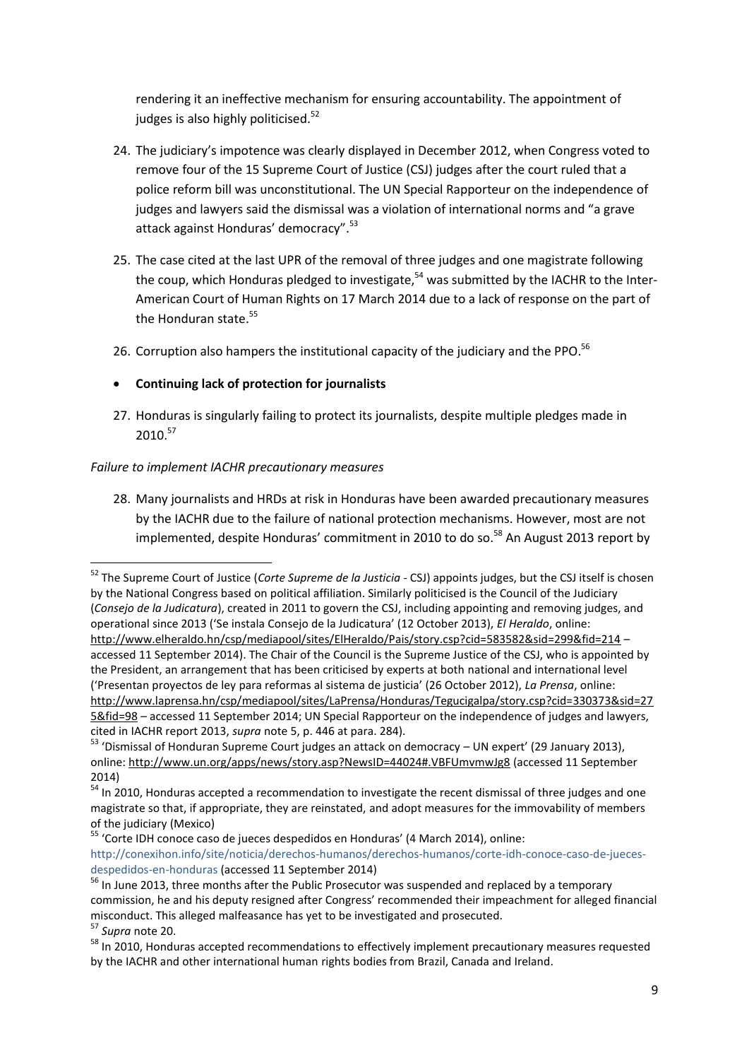rendering it an ineffective mechanism for ensuring accountability. The appointment of judges is also highly politicised.[52]

24. The judiciary's impotence was clearly displayed in December 2012, when Congress voted to remove four of the 15 Supreme Court of Justice (CSJ) judges after the court ruled that a police reform bill was unconstitutional. The UN Special Rapporteur on the independence of judges and lawyers said the dismissal was a violation of international norms and "a grave attack against Honduras' democracy".[53]

25. The case cited at the last UPR of the removal of three judges and one magistrate following the coup, which Honduras pledged to investigate,[54] was submitted by the IACHR to the Inter-American Court of Human Rights on 17 March 2014 due to a lack of response on the part of the Honduran state.[55]

26. Corruption also hampers the institutional capacity of the judiciary and the PPO.[56]

- **Continuing lack of protection for journalists**

27. Honduras is singularly failing to protect its journalists, despite multiple pledges made in 2010.[57]

*Failure to implement IACHR precautionary measures*

28. Many journalists and HRDs at risk in Honduras have been awarded precautionary measures by the IACHR due to the failure of national protection mechanisms. However, most are not implemented, despite Honduras' commitment in 2010 to do so.[58] An August 2013 report by

---

[52] The Supreme Court of Justice (*Corte Supreme de la Justicia* - CSJ) appoints judges, but the CSJ itself is chosen by the National Congress based on political affiliation. Similarly politicised is the Council of the Judiciary (*Consejo de la Judicatura*), created in 2011 to govern the CSJ, including appointing and removing judges, and operational since 2013 ('Se instala Consejo de la Judicatura' (12 October 2013), *El Heraldo*, online: http://www.elheraldo.hn/csp/mediapool/sites/ElHeraldo/Pais/story.csp?cid=583582&sid=299&fid=214 – accessed 11 September 2014). The Chair of the Council is the Supreme Justice of the CSJ, who is appointed by the President, an arrangement that has been criticised by experts at both national and international level ('Presentan proyectos de ley para reformas al sistema de justicia' (26 October 2012), *La Prensa*, online: http://www.laprensa.hn/csp/mediapool/sites/LaPrensa/Honduras/Tegucigalpa/story.csp?cid=330373&sid=275&fid=98 – accessed 11 September 2014; UN Special Rapporteur on the independence of judges and lawyers, cited in IACHR report 2013, *supra* note 5, p. 446 at para. 284).

[53] 'Dismissal of Honduran Supreme Court judges an attack on democracy – UN expert' (29 January 2013), online: http://www.un.org/apps/news/story.asp?NewsID=44024#.VBFUmvmwJg8 (accessed 11 September 2014)

[54] In 2010, Honduras accepted a recommendation to investigate the recent dismissal of three judges and one magistrate so that, if appropriate, they are reinstated, and adopt measures for the immovability of members of the judiciary (Mexico)

[55] 'Corte IDH conoce caso de jueces despedidos en Honduras' (4 March 2014), online: http://conexihon.info/site/noticia/derechos-humanos/derechos-humanos/corte-idh-conoce-caso-de-jueces-despedidos-en-honduras (accessed 11 September 2014)

[56] In June 2013, three months after the Public Prosecutor was suspended and replaced by a temporary commission, he and his deputy resigned after Congress' recommended their impeachment for alleged financial misconduct. This alleged malfeasance has yet to be investigated and prosecuted.

[57] *Supra* note 20.

[58] In 2010, Honduras accepted recommendations to effectively implement precautionary measures requested by the IACHR and other international human rights bodies from Brazil, Canada and Ireland.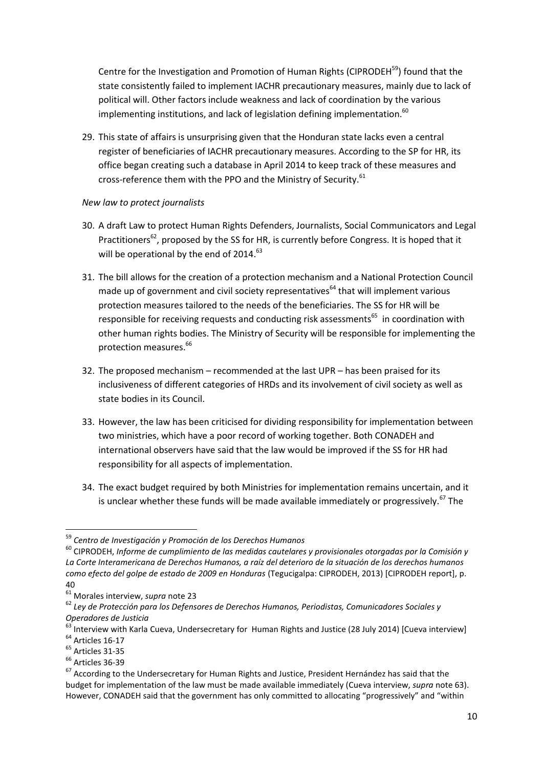Centre for the Investigation and Promotion of Human Rights (CIPRODEH[59]) found that the state consistently failed to implement IACHR precautionary measures, mainly due to lack of political will. Other factors include weakness and lack of coordination by the various implementing institutions, and lack of legislation defining implementation.[60]

29. This state of affairs is unsurprising given that the Honduran state lacks even a central register of beneficiaries of IACHR precautionary measures. According to the SP for HR, its office began creating such a database in April 2014 to keep track of these measures and cross-reference them with the PPO and the Ministry of Security.[61]

*New law to protect journalists*

30. A draft Law to protect Human Rights Defenders, Journalists, Social Communicators and Legal Practitioners[62], proposed by the SS for HR, is currently before Congress. It is hoped that it will be operational by the end of 2014.[63]

31. The bill allows for the creation of a protection mechanism and a National Protection Council made up of government and civil society representatives[64] that will implement various protection measures tailored to the needs of the beneficiaries. The SS for HR will be responsible for receiving requests and conducting risk assessments[65] in coordination with other human rights bodies. The Ministry of Security will be responsible for implementing the protection measures.[66]

32. The proposed mechanism – recommended at the last UPR – has been praised for its inclusiveness of different categories of HRDs and its involvement of civil society as well as state bodies in its Council.

33. However, the law has been criticised for dividing responsibility for implementation between two ministries, which have a poor record of working together. Both CONADEH and international observers have said that the law would be improved if the SS for HR had responsibility for all aspects of implementation.

34. The exact budget required by both Ministries for implementation remains uncertain, and it is unclear whether these funds will be made available immediately or progressively.[67] The

---

[59] *Centro de Investigación y Promoción de los Derechos Humanos*

[60] CIPRODEH, *Informe de cumplimiento de las medidas cautelares y provisionales otorgadas por la Comisión y La Corte Interamericana de Derechos Humanos, a raíz del deterioro de la situación de los derechos humanos como efecto del golpe de estado de 2009 en Honduras* (Tegucigalpa: CIPRODEH, 2013) [CIPRODEH report], p. 40

[61] Morales interview, *supra* note 23

[62] *Ley de Protección para los Defensores de Derechos Humanos, Periodistas, Comunicadores Sociales y Operadores de Justicia*

[63] Interview with Karla Cueva, Undersecretary for Human Rights and Justice (28 July 2014) [Cueva interview]

[64] Articles 16-17

[65] Articles 31-35

[66] Articles 36-39

[67] According to the Undersecretary for Human Rights and Justice, President Hernández has said that the budget for implementation of the law must be made available immediately (Cueva interview, *supra* note 63). However, CONADEH said that the government has only committed to allocating "progressively" and "within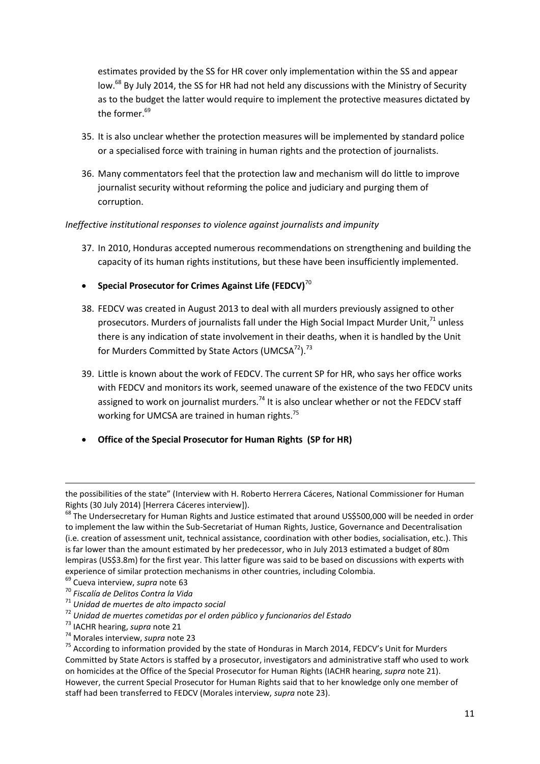estimates provided by the SS for HR cover only implementation within the SS and appear low.[68] By July 2014, the SS for HR had not held any discussions with the Ministry of Security as to the budget the latter would require to implement the protective measures dictated by the former.[69]

35. It is also unclear whether the protection measures will be implemented by standard police or a specialised force with training in human rights and the protection of journalists.

36. Many commentators feel that the protection law and mechanism will do little to improve journalist security without reforming the police and judiciary and purging them of corruption.

*Ineffective institutional responses to violence against journalists and impunity*

37. In 2010, Honduras accepted numerous recommendations on strengthening and building the capacity of its human rights institutions, but these have been insufficiently implemented.

- **Special Prosecutor for Crimes Against Life (FEDCV)**[70]

38. FEDCV was created in August 2013 to deal with all murders previously assigned to other prosecutors. Murders of journalists fall under the High Social Impact Murder Unit,[71] unless there is any indication of state involvement in their deaths, when it is handled by the Unit for Murders Committed by State Actors (UMCSA[72]).[73]

39. Little is known about the work of FEDCV. The current SP for HR, who says her office works with FEDCV and monitors its work, seemed unaware of the existence of the two FEDCV units assigned to work on journalist murders.[74] It is also unclear whether or not the FEDCV staff working for UMCSA are trained in human rights.[75]

- **Office of the Special Prosecutor for Human Rights (SP for HR)**

---

the possibilities of the state" (Interview with H. Roberto Herrera Cáceres, National Commissioner for Human Rights (30 July 2014) [Herrera Cáceres interview]).

[68] The Undersecretary for Human Rights and Justice estimated that around US$500,000 will be needed in order to implement the law within the Sub-Secretariat of Human Rights, Justice, Governance and Decentralisation (i.e. creation of assessment unit, technical assistance, coordination with other bodies, socialisation, etc.). This is far lower than the amount estimated by her predecessor, who in July 2013 estimated a budget of 80m lempiras (US$3.8m) for the first year. This latter figure was said to be based on discussions with experts with experience of similar protection mechanisms in other countries, including Colombia.

[69] Cueva interview, *supra* note 63

[70] *Fiscalía de Delitos Contra la Vida*

[71] *Unidad de muertes de alto impacto social*

[72] *Unidad de muertes cometidas por el orden público y funcionarios del Estado*

[73] IACHR hearing, *supra* note 21

[74] Morales interview, *supra* note 23

[75] According to information provided by the state of Honduras in March 2014, FEDCV's Unit for Murders Committed by State Actors is staffed by a prosecutor, investigators and administrative staff who used to work on homicides at the Office of the Special Prosecutor for Human Rights (IACHR hearing, *supra* note 21). However, the current Special Prosecutor for Human Rights said that to her knowledge only one member of staff had been transferred to FEDCV (Morales interview, *supra* note 23).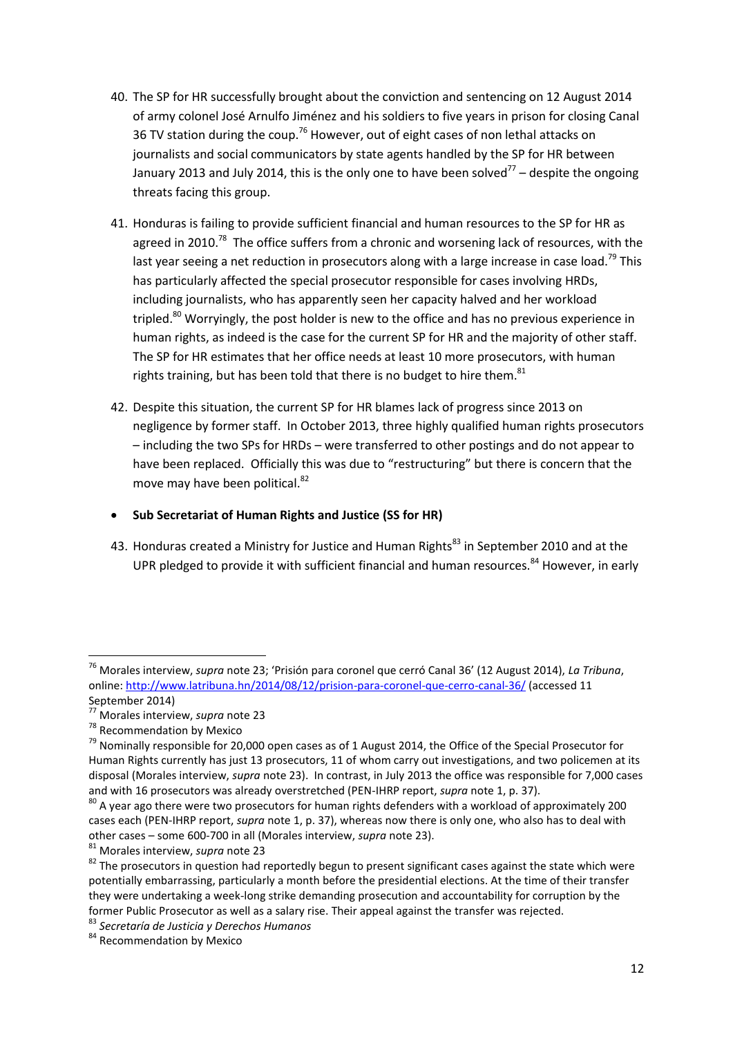40. The SP for HR successfully brought about the conviction and sentencing on 12 August 2014 of army colonel José Arnulfo Jiménez and his soldiers to five years in prison for closing Canal 36 TV station during the coup.[76] However, out of eight cases of non lethal attacks on journalists and social communicators by state agents handled by the SP for HR between January 2013 and July 2014, this is the only one to have been solved[77] – despite the ongoing threats facing this group.

41. Honduras is failing to provide sufficient financial and human resources to the SP for HR as agreed in 2010.[78] The office suffers from a chronic and worsening lack of resources, with the last year seeing a net reduction in prosecutors along with a large increase in case load.[79] This has particularly affected the special prosecutor responsible for cases involving HRDs, including journalists, who has apparently seen her capacity halved and her workload tripled.[80] Worryingly, the post holder is new to the office and has no previous experience in human rights, as indeed is the case for the current SP for HR and the majority of other staff. The SP for HR estimates that her office needs at least 10 more prosecutors, with human rights training, but has been told that there is no budget to hire them.[81]

42. Despite this situation, the current SP for HR blames lack of progress since 2013 on negligence by former staff. In October 2013, three highly qualified human rights prosecutors – including the two SPs for HRDs – were transferred to other postings and do not appear to have been replaced. Officially this was due to "restructuring" but there is concern that the move may have been political.[82]

- **Sub Secretariat of Human Rights and Justice (SS for HR)**

43. Honduras created a Ministry for Justice and Human Rights[83] in September 2010 and at the UPR pledged to provide it with sufficient financial and human resources.[84] However, in early

---

[76] Morales interview, *supra* note 23; 'Prisión para coronel que cerró Canal 36' (12 August 2014), *La Tribuna*, online: http://www.latribuna.hn/2014/08/12/prision-para-coronel-que-cerro-canal-36/ (accessed 11 September 2014)

[77] Morales interview, *supra* note 23

[78] Recommendation by Mexico

[79] Nominally responsible for 20,000 open cases as of 1 August 2014, the Office of the Special Prosecutor for Human Rights currently has just 13 prosecutors, 11 of whom carry out investigations, and two policemen at its disposal (Morales interview, *supra* note 23). In contrast, in July 2013 the office was responsible for 7,000 cases and with 16 prosecutors was already overstretched (PEN-IHRP report, *supra* note 1, p. 37).

[80] A year ago there were two prosecutors for human rights defenders with a workload of approximately 200 cases each (PEN-IHRP report, *supra* note 1, p. 37), whereas now there is only one, who also has to deal with other cases – some 600-700 in all (Morales interview, *supra* note 23).

[81] Morales interview, *supra* note 23

[82] The prosecutors in question had reportedly begun to present significant cases against the state which were potentially embarrassing, particularly a month before the presidential elections. At the time of their transfer they were undertaking a week-long strike demanding prosecution and accountability for corruption by the former Public Prosecutor as well as a salary rise. Their appeal against the transfer was rejected.

[83] *Secretaría de Justicia y Derechos Humanos*

[84] Recommendation by Mexico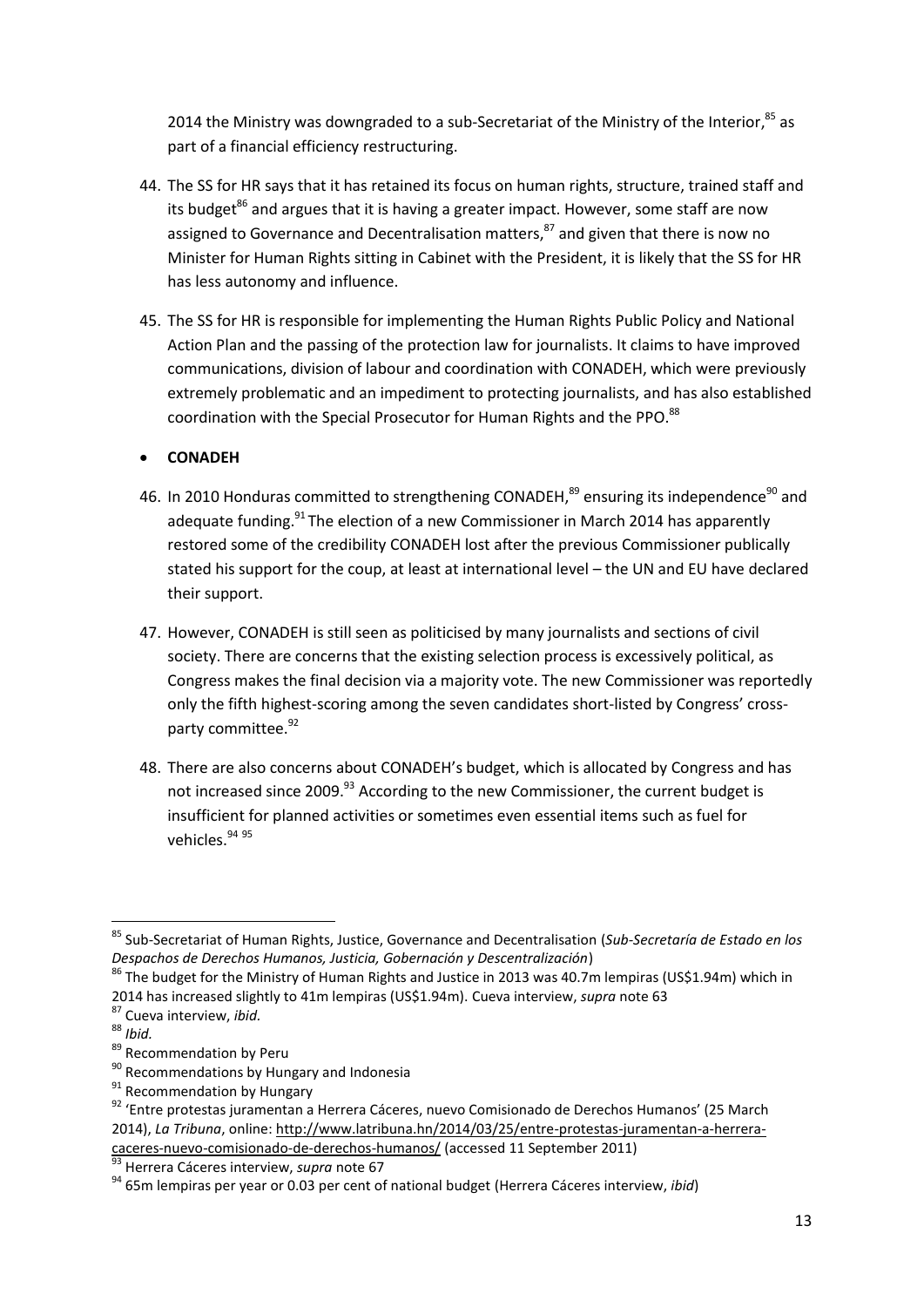2014 the Ministry was downgraded to a sub-Secretariat of the Ministry of the Interior,[85] as part of a financial efficiency restructuring.

44. The SS for HR says that it has retained its focus on human rights, structure, trained staff and its budget[86] and argues that it is having a greater impact. However, some staff are now assigned to Governance and Decentralisation matters,[87] and given that there is now no Minister for Human Rights sitting in Cabinet with the President, it is likely that the SS for HR has less autonomy and influence.

45. The SS for HR is responsible for implementing the Human Rights Public Policy and National Action Plan and the passing of the protection law for journalists. It claims to have improved communications, division of labour and coordination with CONADEH, which were previously extremely problematic and an impediment to protecting journalists, and has also established coordination with the Special Prosecutor for Human Rights and the PPO.[88]

- **CONADEH**

46. In 2010 Honduras committed to strengthening CONADEH,[89] ensuring its independence[90] and adequate funding.[91] The election of a new Commissioner in March 2014 has apparently restored some of the credibility CONADEH lost after the previous Commissioner publically stated his support for the coup, at least at international level – the UN and EU have declared their support.

47. However, CONADEH is still seen as politicised by many journalists and sections of civil society. There are concerns that the existing selection process is excessively political, as Congress makes the final decision via a majority vote. The new Commissioner was reportedly only the fifth highest-scoring among the seven candidates short-listed by Congress' cross-party committee.[92]

48. There are also concerns about CONADEH's budget, which is allocated by Congress and has not increased since 2009.[93] According to the new Commissioner, the current budget is insufficient for planned activities or sometimes even essential items such as fuel for vehicles.[94] [95]

---

[85] Sub-Secretariat of Human Rights, Justice, Governance and Decentralisation (*Sub-Secretaría de Estado en los Despachos de Derechos Humanos, Justicia, Gobernación y Descentralización*)

[86] The budget for the Ministry of Human Rights and Justice in 2013 was 40.7m lempiras (US$1.94m) which in 2014 has increased slightly to 41m lempiras (US$1.94m). Cueva interview, *supra* note 63

[87] Cueva interview, *ibid.*

[88] *Ibid.*

[89] Recommendation by Peru

[90] Recommendations by Hungary and Indonesia

[91] Recommendation by Hungary

[92] 'Entre protestas juramentan a Herrera Cáceres, nuevo Comisionado de Derechos Humanos' (25 March 2014), *La Tribuna*, online: http://www.latribuna.hn/2014/03/25/entre-protestas-juramentan-a-herrera-caceres-nuevo-comisionado-de-derechos-humanos/ (accessed 11 September 2011)

[93] Herrera Cáceres interview, *supra* note 67

[94] 65m lempiras per year or 0.03 per cent of national budget (Herrera Cáceres interview, *ibid*)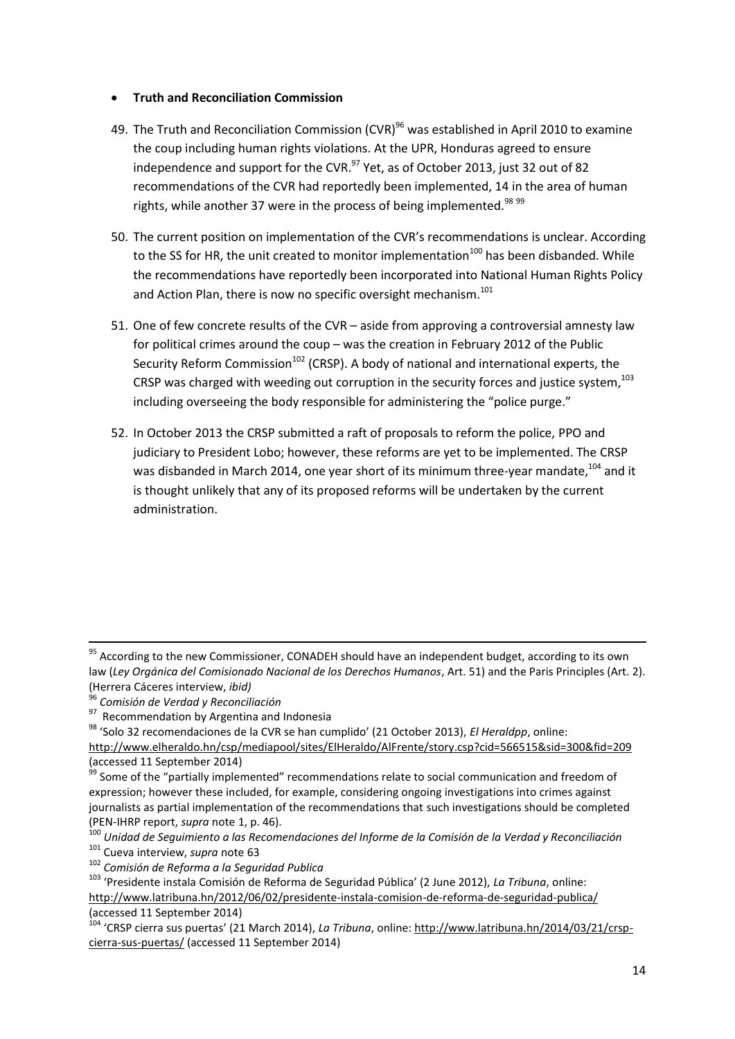- **Truth and Reconciliation Commission**

49. The Truth and Reconciliation Commission (CVR)[96] was established in April 2010 to examine the coup including human rights violations. At the UPR, Honduras agreed to ensure independence and support for the CVR.[97] Yet, as of October 2013, just 32 out of 82 recommendations of the CVR had reportedly been implemented, 14 in the area of human rights, while another 37 were in the process of being implemented.[98] [99]

50. The current position on implementation of the CVR's recommendations is unclear. According to the SS for HR, the unit created to monitor implementation[100] has been disbanded. While the recommendations have reportedly been incorporated into National Human Rights Policy and Action Plan, there is now no specific oversight mechanism.[101]

51. One of few concrete results of the CVR – aside from approving a controversial amnesty law for political crimes around the coup – was the creation in February 2012 of the Public Security Reform Commission[102] (CRSP). A body of national and international experts, the CRSP was charged with weeding out corruption in the security forces and justice system,[103] including overseeing the body responsible for administering the "police purge."

52. In October 2013 the CRSP submitted a raft of proposals to reform the police, PPO and judiciary to President Lobo; however, these reforms are yet to be implemented. The CRSP was disbanded in March 2014, one year short of its minimum three-year mandate,[104] and it is thought unlikely that any of its proposed reforms will be undertaken by the current administration.

---

[95] According to the new Commissioner, CONADEH should have an independent budget, according to its own law (*Ley Orgánica del Comisionado Nacional de los Derechos Humanos*, Art. 51) and the Paris Principles (Art. 2). (Herrera Cáceres interview, *ibid)*

[96] *Comisión de Verdad y Reconciliación*

[97] Recommendation by Argentina and Indonesia

[98] 'Solo 32 recomendaciones de la CVR se han cumplido' (21 October 2013), *El Heraldpp*, online: http://www.elheraldo.hn/csp/mediapool/sites/ElHeraldo/AlFrente/story.csp?cid=566515&sid=300&fid=209 (accessed 11 September 2014)

[99] Some of the "partially implemented" recommendations relate to social communication and freedom of expression; however these included, for example, considering ongoing investigations into crimes against journalists as partial implementation of the recommendations that such investigations should be completed (PEN-IHRP report, *supra* note 1, p. 46).

[100] *Unidad de Seguimiento a las Recomendaciones del Informe de la Comisión de la Verdad y Reconciliación*

[101] Cueva interview, *supra* note 63

[102] *Comisión de Reforma a la Seguridad Publica*

[103] 'Presidente instala Comisión de Reforma de Seguridad Pública' (2 June 2012), *La Tribuna*, online: http://www.latribuna.hn/2012/06/02/presidente-instala-comision-de-reforma-de-seguridad-publica/ (accessed 11 September 2014)

[104] 'CRSP cierra sus puertas' (21 March 2014), *La Tribuna*, online: http://www.latribuna.hn/2014/03/21/crsp-cierra-sus-puertas/ (accessed 11 September 2014)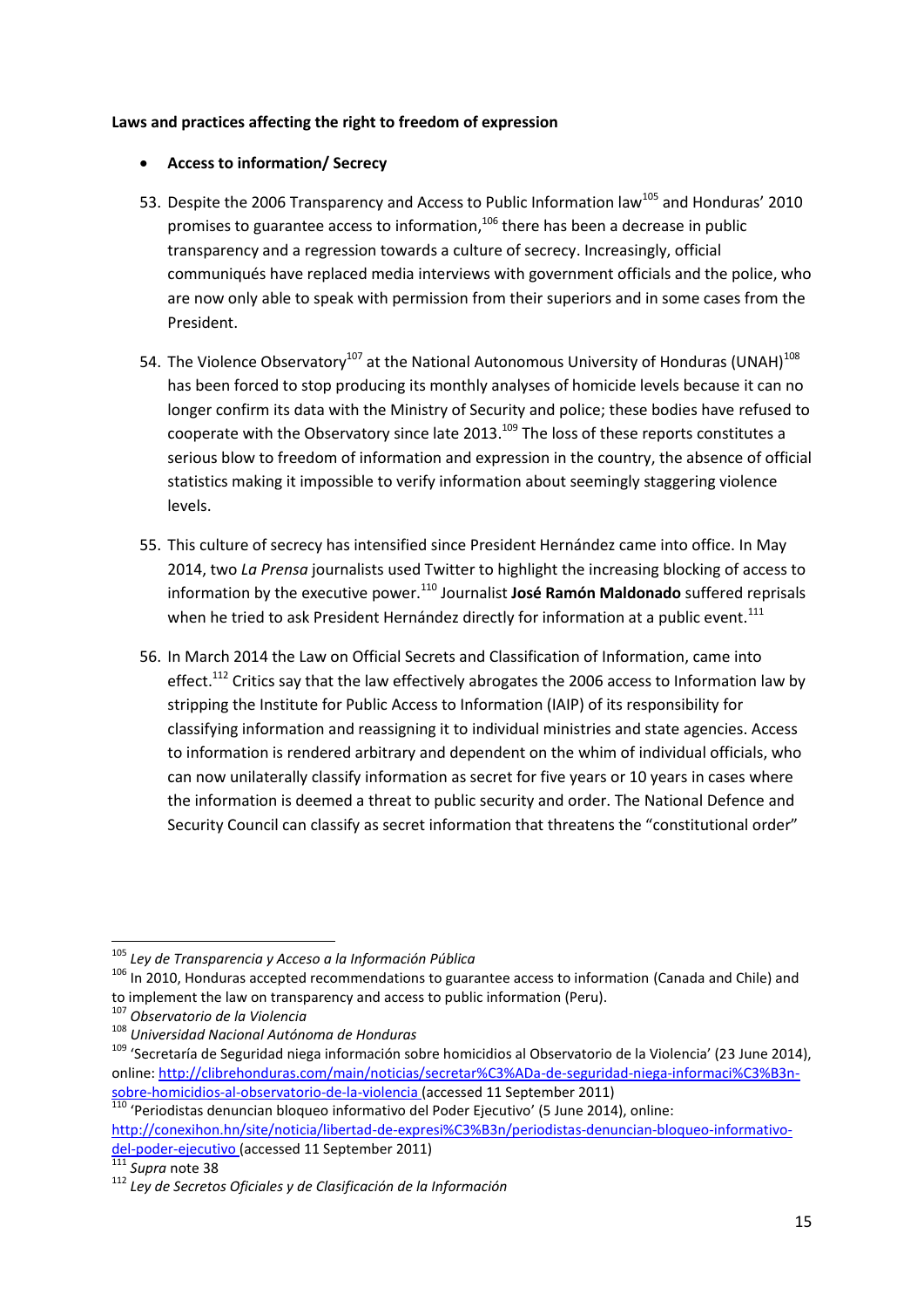**Laws and practices affecting the right to freedom of expression**

- **Access to information/ Secrecy**

53. Despite the 2006 Transparency and Access to Public Information law[105] and Honduras' 2010 promises to guarantee access to information,[106] there has been a decrease in public transparency and a regression towards a culture of secrecy. Increasingly, official communiqués have replaced media interviews with government officials and the police, who are now only able to speak with permission from their superiors and in some cases from the President.

54. The Violence Observatory[107] at the National Autonomous University of Honduras (UNAH)[108] has been forced to stop producing its monthly analyses of homicide levels because it can no longer confirm its data with the Ministry of Security and police; these bodies have refused to cooperate with the Observatory since late 2013.[109] The loss of these reports constitutes a serious blow to freedom of information and expression in the country, the absence of official statistics making it impossible to verify information about seemingly staggering violence levels.

55. This culture of secrecy has intensified since President Hernández came into office. In May 2014, two *La Prensa* journalists used Twitter to highlight the increasing blocking of access to information by the executive power.[110] Journalist **José Ramón Maldonado** suffered reprisals when he tried to ask President Hernández directly for information at a public event.[111]

56. In March 2014 the Law on Official Secrets and Classification of Information, came into effect.[112] Critics say that the law effectively abrogates the 2006 access to Information law by stripping the Institute for Public Access to Information (IAIP) of its responsibility for classifying information and reassigning it to individual ministries and state agencies. Access to information is rendered arbitrary and dependent on the whim of individual officials, who can now unilaterally classify information as secret for five years or 10 years in cases where the information is deemed a threat to public security and order. The National Defence and Security Council can classify as secret information that threatens the "constitutional order"

---

[105] *Ley de Transparencia y Acceso a la Información Pública*

[106] In 2010, Honduras accepted recommendations to guarantee access to information (Canada and Chile) and to implement the law on transparency and access to public information (Peru).

[107] *Observatorio de la Violencia*

[108] *Universidad Nacional Autónoma de Honduras*

[109] 'Secretaría de Seguridad niega información sobre homicidios al Observatorio de la Violencia' (23 June 2014), online: http://clibrehonduras.com/main/noticias/secretar%C3%ADa-de-seguridad-niega-informaci%C3%B3n-sobre-homicidios-al-observatorio-de-la-violencia (accessed 11 September 2011)

[110] 'Periodistas denuncian bloqueo informativo del Poder Ejecutivo' (5 June 2014), online: http://conexihon.hn/site/noticia/libertad-de-expresi%C3%B3n/periodistas-denuncian-bloqueo-informativo-del-poder-ejecutivo (accessed 11 September 2011)

[111] *Supra* note 38

[112] *Ley de Secretos Oficiales y de Clasificación de la Información*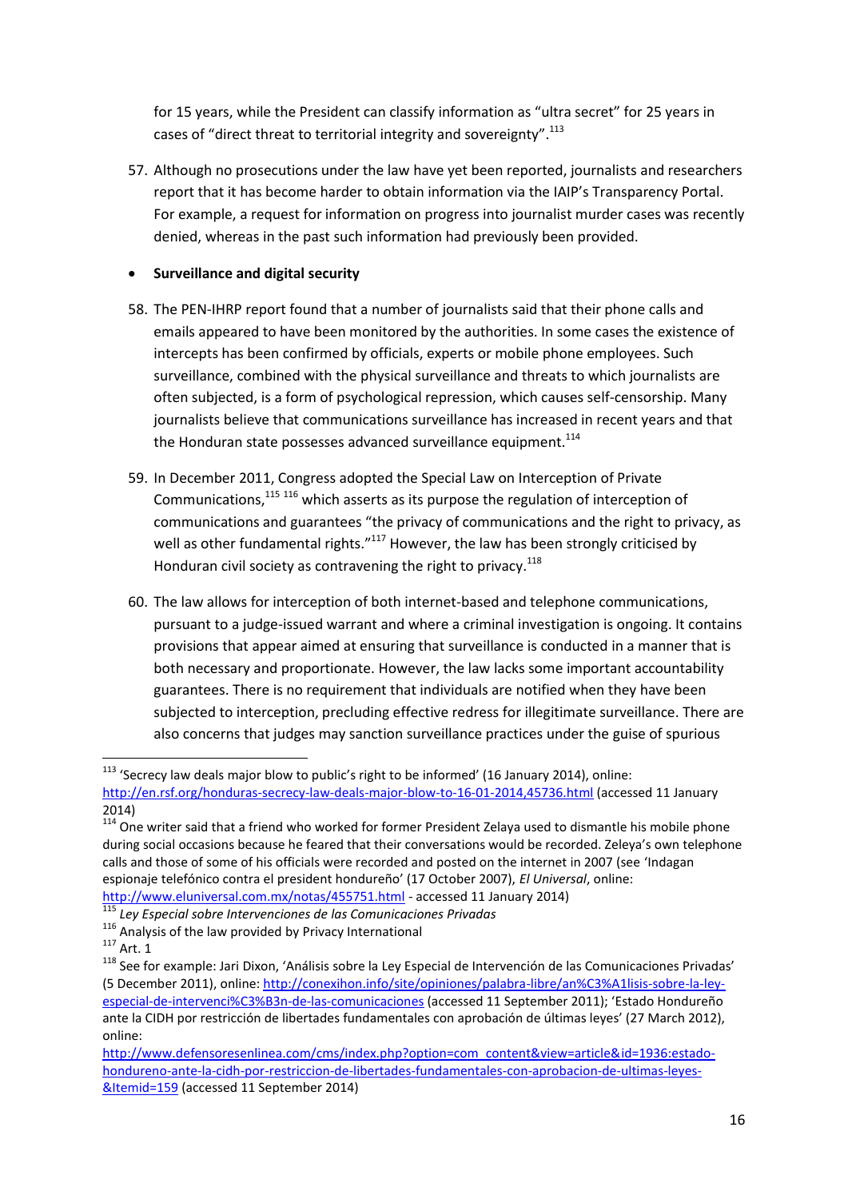for 15 years, while the President can classify information as "ultra secret" for 25 years in cases of "direct threat to territorial integrity and sovereignty".[113]

57. Although no prosecutions under the law have yet been reported, journalists and researchers report that it has become harder to obtain information via the IAIP's Transparency Portal. For example, a request for information on progress into journalist murder cases was recently denied, whereas in the past such information had previously been provided.

- **Surveillance and digital security**

58. The PEN-IHRP report found that a number of journalists said that their phone calls and emails appeared to have been monitored by the authorities. In some cases the existence of intercepts has been confirmed by officials, experts or mobile phone employees. Such surveillance, combined with the physical surveillance and threats to which journalists are often subjected, is a form of psychological repression, which causes self-censorship. Many journalists believe that communications surveillance has increased in recent years and that the Honduran state possesses advanced surveillance equipment.[114]

59. In December 2011, Congress adopted the Special Law on Interception of Private Communications,[115] [116] which asserts as its purpose the regulation of interception of communications and guarantees "the privacy of communications and the right to privacy, as well as other fundamental rights."[117] However, the law has been strongly criticised by Honduran civil society as contravening the right to privacy.[118]

60. The law allows for interception of both internet-based and telephone communications, pursuant to a judge-issued warrant and where a criminal investigation is ongoing. It contains provisions that appear aimed at ensuring that surveillance is conducted in a manner that is both necessary and proportionate. However, the law lacks some important accountability guarantees. There is no requirement that individuals are notified when they have been subjected to interception, precluding effective redress for illegitimate surveillance. There are also concerns that judges may sanction surveillance practices under the guise of spurious

---

[113] 'Secrecy law deals major blow to public's right to be informed' (16 January 2014), online: http://en.rsf.org/honduras-secrecy-law-deals-major-blow-to-16-01-2014,45736.html (accessed 11 January 2014)

[114] One writer said that a friend who worked for former President Zelaya used to dismantle his mobile phone during social occasions because he feared that their conversations would be recorded. Zeleya's own telephone calls and those of some of his officials were recorded and posted on the internet in 2007 (see 'Indagan espionaje telefónico contra el president hondureño' (17 October 2007), *El Universal*, online: http://www.eluniversal.com.mx/notas/455751.html - accessed 11 January 2014)

[115] *Ley Especial sobre Intervenciones de las Comunicaciones Privadas*

[116] Analysis of the law provided by Privacy International

[117] Art. 1

[118] See for example: Jari Dixon, 'Análisis sobre la Ley Especial de Intervención de las Comunicaciones Privadas' (5 December 2011), online: http://conexihon.info/site/opiniones/palabra-libre/an%C3%A1lisis-sobre-la-ley-especial-de-intervenci%C3%B3n-de-las-comunicaciones (accessed 11 September 2011); 'Estado Hondureño ante la CIDH por restricción de libertades fundamentales con aprobación de últimas leyes' (27 March 2012), online: http://www.defensoresenlinea.com/cms/index.php?option=com_content&view=article&id=1936:estado-hondureno-ante-la-cidh-por-restriccion-de-libertades-fundamentales-con-aprobacion-de-ultimas-leyes-&Itemid=159 (accessed 11 September 2014)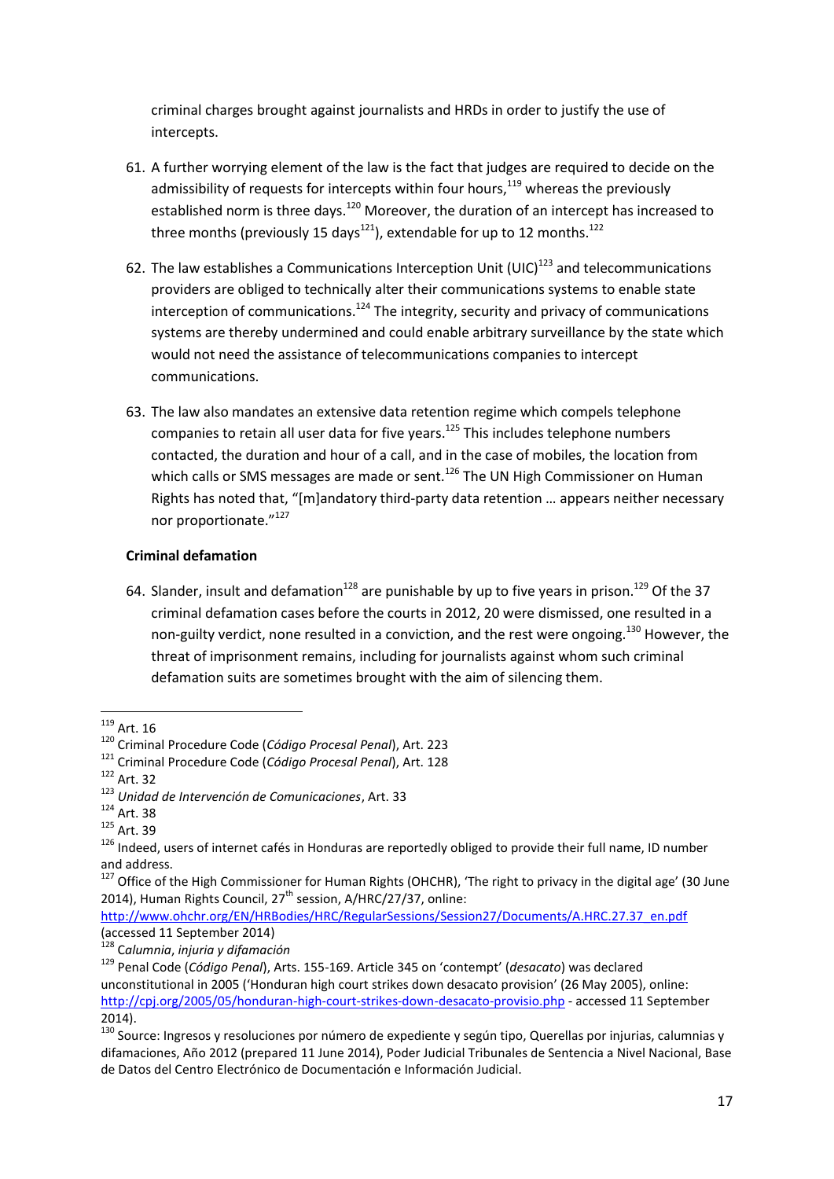criminal charges brought against journalists and HRDs in order to justify the use of intercepts.

61. A further worrying element of the law is the fact that judges are required to decide on the admissibility of requests for intercepts within four hours,[119] whereas the previously established norm is three days.[120] Moreover, the duration of an intercept has increased to three months (previously 15 days[121]), extendable for up to 12 months.[122]

62. The law establishes a Communications Interception Unit (UIC)[123] and telecommunications providers are obliged to technically alter their communications systems to enable state interception of communications.[124] The integrity, security and privacy of communications systems are thereby undermined and could enable arbitrary surveillance by the state which would not need the assistance of telecommunications companies to intercept communications.

63. The law also mandates an extensive data retention regime which compels telephone companies to retain all user data for five years.[125] This includes telephone numbers contacted, the duration and hour of a call, and in the case of mobiles, the location from which calls or SMS messages are made or sent.[126] The UN High Commissioner on Human Rights has noted that, "[m]andatory third-party data retention … appears neither necessary nor proportionate."[127]

**Criminal defamation**

64. Slander, insult and defamation[128] are punishable by up to five years in prison.[129] Of the 37 criminal defamation cases before the courts in 2012, 20 were dismissed, one resulted in a non-guilty verdict, none resulted in a conviction, and the rest were ongoing.[130] However, the threat of imprisonment remains, including for journalists against whom such criminal defamation suits are sometimes brought with the aim of silencing them.

---

[119] Art. 16

[120] Criminal Procedure Code (*Código Procesal Penal*), Art. 223

[121] Criminal Procedure Code (*Código Procesal Penal*), Art. 128

[122] Art. 32

[123] *Unidad de Intervención de Comunicaciones*, Art. 33

[124] Art. 38

[125] Art. 39

[126] Indeed, users of internet cafés in Honduras are reportedly obliged to provide their full name, ID number and address.

[127] Office of the High Commissioner for Human Rights (OHCHR), 'The right to privacy in the digital age' (30 June 2014), Human Rights Council, 27th session, A/HRC/27/37, online: http://www.ohchr.org/EN/HRBodies/HRC/RegularSessions/Session27/Documents/A.HRC.27.37_en.pdf (accessed 11 September 2014)

[128] *Calumnia*, *injuria y difamación*

[129] Penal Code (*Código Penal*), Arts. 155-169. Article 345 on 'contempt' (*desacato*) was declared unconstitutional in 2005 ('Honduran high court strikes down desacato provision' (26 May 2005), online: http://cpj.org/2005/05/honduran-high-court-strikes-down-desacato-provisio.php - accessed 11 September 2014).

[130] Source: Ingresos y resoluciones por número de expediente y según tipo, Querellas por injurias, calumnias y difamaciones, Año 2012 (prepared 11 June 2014), Poder Judicial Tribunales de Sentencia a Nivel Nacional, Base de Datos del Centro Electrónico de Documentación e Información Judicial.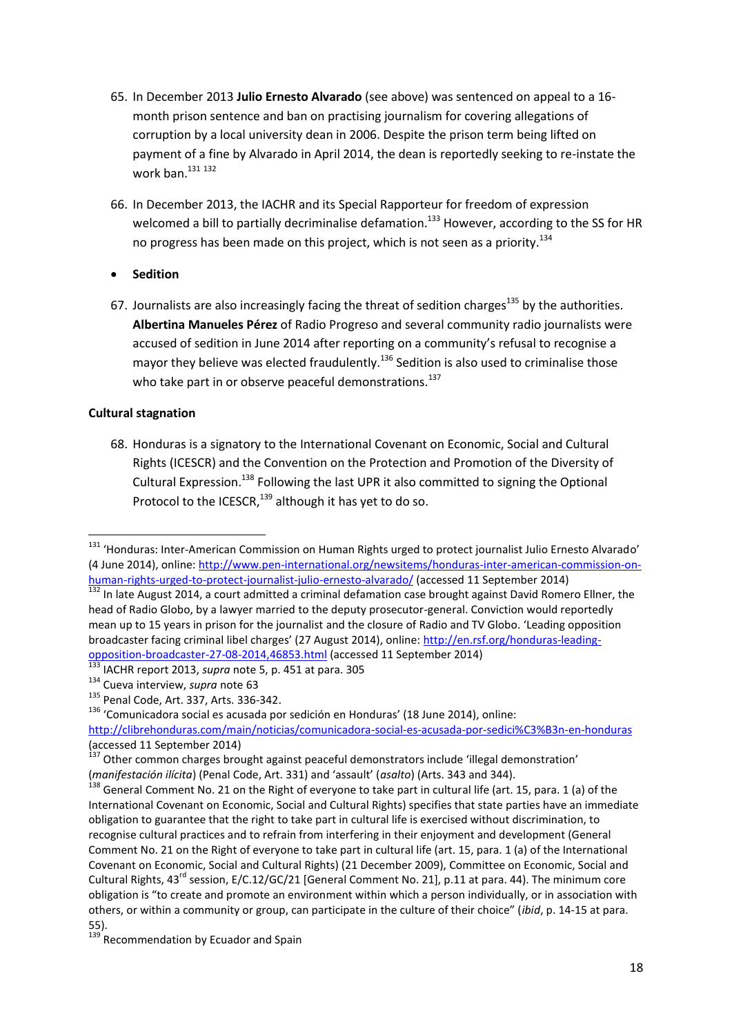65. In December 2013 **Julio Ernesto Alvarado** (see above) was sentenced on appeal to a 16-month prison sentence and ban on practising journalism for covering allegations of corruption by a local university dean in 2006. Despite the prison term being lifted on payment of a fine by Alvarado in April 2014, the dean is reportedly seeking to re-instate the work ban.[131] [132]

66. In December 2013, the IACHR and its Special Rapporteur for freedom of expression welcomed a bill to partially decriminalise defamation.[133] However, according to the SS for HR no progress has been made on this project, which is not seen as a priority.[134]

- **Sedition**

67. Journalists are also increasingly facing the threat of sedition charges[135] by the authorities. **Albertina Manueles Pérez** of Radio Progreso and several community radio journalists were accused of sedition in June 2014 after reporting on a community's refusal to recognise a mayor they believe was elected fraudulently.[136] Sedition is also used to criminalise those who take part in or observe peaceful demonstrations.[137]

**Cultural stagnation**

68. Honduras is a signatory to the International Covenant on Economic, Social and Cultural Rights (ICESCR) and the Convention on the Protection and Promotion of the Diversity of Cultural Expression.[138] Following the last UPR it also committed to signing the Optional Protocol to the ICESCR,[139] although it has yet to do so.

---

[131] 'Honduras: Inter-American Commission on Human Rights urged to protect journalist Julio Ernesto Alvarado' (4 June 2014), online: http://www.pen-international.org/newsitems/honduras-inter-american-commission-on-human-rights-urged-to-protect-journalist-julio-ernesto-alvarado/ (accessed 11 September 2014)

[132] In late August 2014, a court admitted a criminal defamation case brought against David Romero Ellner, the head of Radio Globo, by a lawyer married to the deputy prosecutor-general. Conviction would reportedly mean up to 15 years in prison for the journalist and the closure of Radio and TV Globo. 'Leading opposition broadcaster facing criminal libel charges' (27 August 2014), online: http://en.rsf.org/honduras-leading-opposition-broadcaster-27-08-2014,46853.html (accessed 11 September 2014)

[133] IACHR report 2013, *supra* note 5, p. 451 at para. 305

[134] Cueva interview, *supra* note 63

[135] Penal Code, Art. 337, Arts. 336-342.

[136] 'Comunicadora social es acusada por sedición en Honduras' (18 June 2014), online: http://clibrehonduras.com/main/noticias/comunicadora-social-es-acusada-por-sedici%C3%B3n-en-honduras (accessed 11 September 2014)

[137] Other common charges brought against peaceful demonstrators include 'illegal demonstration' (*manifestación ilícita*) (Penal Code, Art. 331) and 'assault' (*asalto*) (Arts. 343 and 344).

[138] General Comment No. 21 on the Right of everyone to take part in cultural life (art. 15, para. 1 (a) of the International Covenant on Economic, Social and Cultural Rights) specifies that state parties have an immediate obligation to guarantee that the right to take part in cultural life is exercised without discrimination, to recognise cultural practices and to refrain from interfering in their enjoyment and development (General Comment No. 21 on the Right of everyone to take part in cultural life (art. 15, para. 1 (a) of the International Covenant on Economic, Social and Cultural Rights) (21 December 2009), Committee on Economic, Social and Cultural Rights, 43rd session, E/C.12/GC/21 [General Comment No. 21], p.11 at para. 44). The minimum core obligation is "to create and promote an environment within which a person individually, or in association with others, or within a community or group, can participate in the culture of their choice" (*ibid*, p. 14-15 at para. 55).

[139] Recommendation by Ecuador and Spain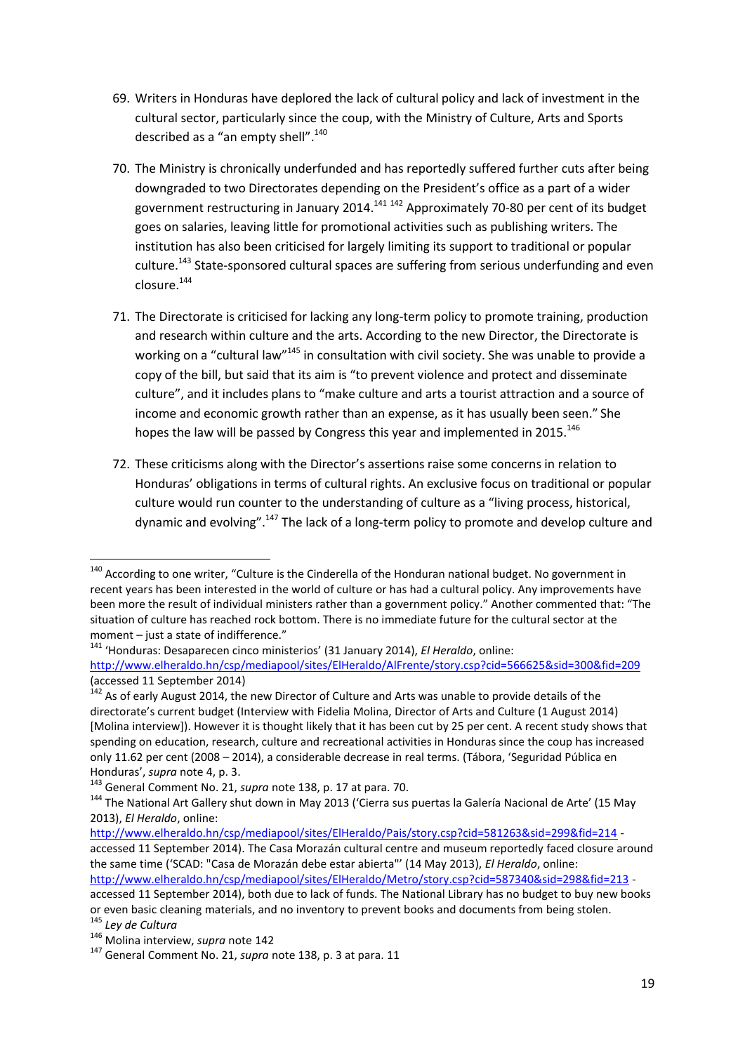69. Writers in Honduras have deplored the lack of cultural policy and lack of investment in the cultural sector, particularly since the coup, with the Ministry of Culture, Arts and Sports described as a "an empty shell".[140]

70. The Ministry is chronically underfunded and has reportedly suffered further cuts after being downgraded to two Directorates depending on the President's office as a part of a wider government restructuring in January 2014.[141] [142] Approximately 70-80 per cent of its budget goes on salaries, leaving little for promotional activities such as publishing writers. The institution has also been criticised for largely limiting its support to traditional or popular culture.[143] State-sponsored cultural spaces are suffering from serious underfunding and even closure.[144]

71. The Directorate is criticised for lacking any long-term policy to promote training, production and research within culture and the arts. According to the new Director, the Directorate is working on a "cultural law"[145] in consultation with civil society. She was unable to provide a copy of the bill, but said that its aim is "to prevent violence and protect and disseminate culture", and it includes plans to "make culture and arts a tourist attraction and a source of income and economic growth rather than an expense, as it has usually been seen." She hopes the law will be passed by Congress this year and implemented in 2015.[146]

72. These criticisms along with the Director's assertions raise some concerns in relation to Honduras' obligations in terms of cultural rights. An exclusive focus on traditional or popular culture would run counter to the understanding of culture as a "living process, historical, dynamic and evolving".[147] The lack of a long-term policy to promote and develop culture and

---

[140] According to one writer, "Culture is the Cinderella of the Honduran national budget. No government in recent years has been interested in the world of culture or has had a cultural policy. Any improvements have been more the result of individual ministers rather than a government policy." Another commented that: "The situation of culture has reached rock bottom. There is no immediate future for the cultural sector at the moment – just a state of indifference."

[141] 'Honduras: Desaparecen cinco ministerios' (31 January 2014), *El Heraldo*, online: http://www.elheraldo.hn/csp/mediapool/sites/ElHeraldo/AlFrente/story.csp?cid=566625&sid=300&fid=209 (accessed 11 September 2014)

[142] As of early August 2014, the new Director of Culture and Arts was unable to provide details of the directorate's current budget (Interview with Fidelia Molina, Director of Arts and Culture (1 August 2014) [Molina interview]). However it is thought likely that it has been cut by 25 per cent. A recent study shows that spending on education, research, culture and recreational activities in Honduras since the coup has increased only 11.62 per cent (2008 – 2014), a considerable decrease in real terms. (Tábora, 'Seguridad Pública en Honduras', *supra* note 4, p. 3.

[143] General Comment No. 21, *supra* note 138, p. 17 at para. 70.

[144] The National Art Gallery shut down in May 2013 ('Cierra sus puertas la Galería Nacional de Arte' (15 May 2013), *El Heraldo*, online: http://www.elheraldo.hn/csp/mediapool/sites/ElHeraldo/Pais/story.csp?cid=581263&sid=299&fid=214 - accessed 11 September 2014). The Casa Morazán cultural centre and museum reportedly faced closure around the same time ('SCAD: "Casa de Morazán debe estar abierta"' (14 May 2013), *El Heraldo*, online: http://www.elheraldo.hn/csp/mediapool/sites/ElHeraldo/Metro/story.csp?cid=587340&sid=298&fid=213 - accessed 11 September 2014), both due to lack of funds. The National Library has no budget to buy new books or even basic cleaning materials, and no inventory to prevent books and documents from being stolen.

[145] *Ley de Cultura*

[146] Molina interview, *supra* note 142

[147] General Comment No. 21, *supra* note 138, p. 3 at para. 11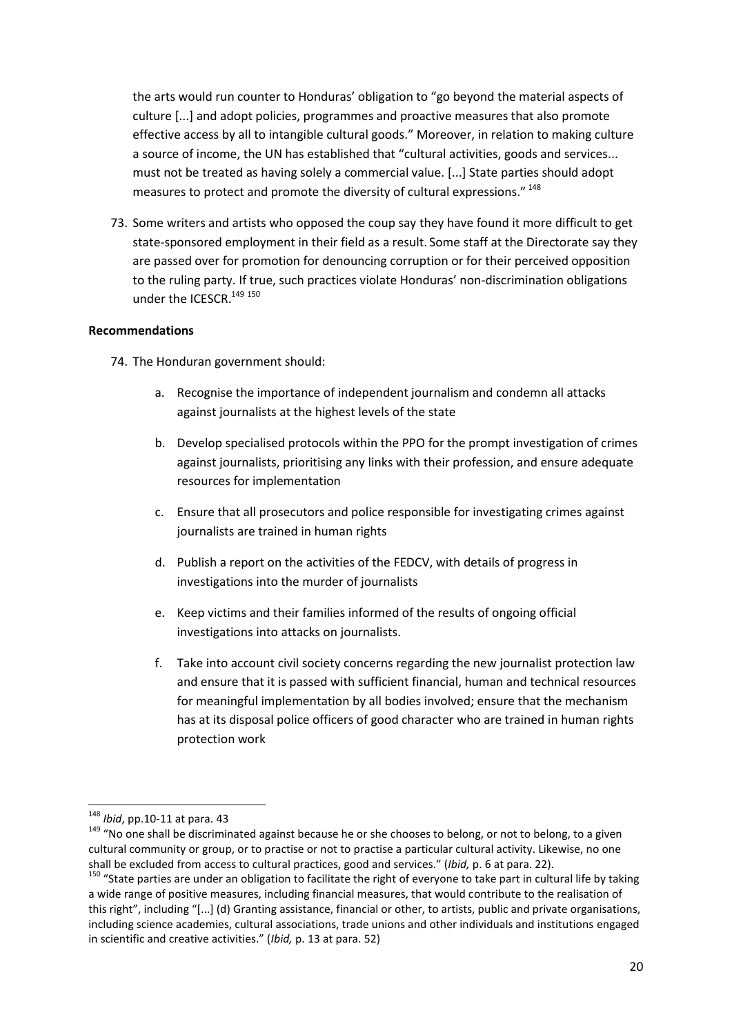the arts would run counter to Honduras' obligation to "go beyond the material aspects of culture [...] and adopt policies, programmes and proactive measures that also promote effective access by all to intangible cultural goods." Moreover, in relation to making culture a source of income, the UN has established that "cultural activities, goods and services... must not be treated as having solely a commercial value. [...] State parties should adopt measures to protect and promote the diversity of cultural expressions." [148]

73. Some writers and artists who opposed the coup say they have found it more difficult to get state-sponsored employment in their field as a result. Some staff at the Directorate say they are passed over for promotion for denouncing corruption or for their perceived opposition to the ruling party. If true, such practices violate Honduras' non-discrimination obligations under the ICESCR.[149] [150]

**Recommendations**

74. The Honduran government should:

    a. Recognise the importance of independent journalism and condemn all attacks against journalists at the highest levels of the state

    b. Develop specialised protocols within the PPO for the prompt investigation of crimes against journalists, prioritising any links with their profession, and ensure adequate resources for implementation

    c. Ensure that all prosecutors and police responsible for investigating crimes against journalists are trained in human rights

    d. Publish a report on the activities of the FEDCV, with details of progress in investigations into the murder of journalists

    e. Keep victims and their families informed of the results of ongoing official investigations into attacks on journalists.

    f. Take into account civil society concerns regarding the new journalist protection law and ensure that it is passed with sufficient financial, human and technical resources for meaningful implementation by all bodies involved; ensure that the mechanism has at its disposal police officers of good character who are trained in human rights protection work

---

[148] *Ibid*, pp.10-11 at para. 43

[149] "No one shall be discriminated against because he or she chooses to belong, or not to belong, to a given cultural community or group, or to practise or not to practise a particular cultural activity. Likewise, no one shall be excluded from access to cultural practices, good and services." (*Ibid,* p. 6 at para. 22).

[150] "State parties are under an obligation to facilitate the right of everyone to take part in cultural life by taking a wide range of positive measures, including financial measures, that would contribute to the realisation of this right", including "[...] (d) Granting assistance, financial or other, to artists, public and private organisations, including science academies, cultural associations, trade unions and other individuals and institutions engaged in scientific and creative activities." (*Ibid,* p. 13 at para. 52)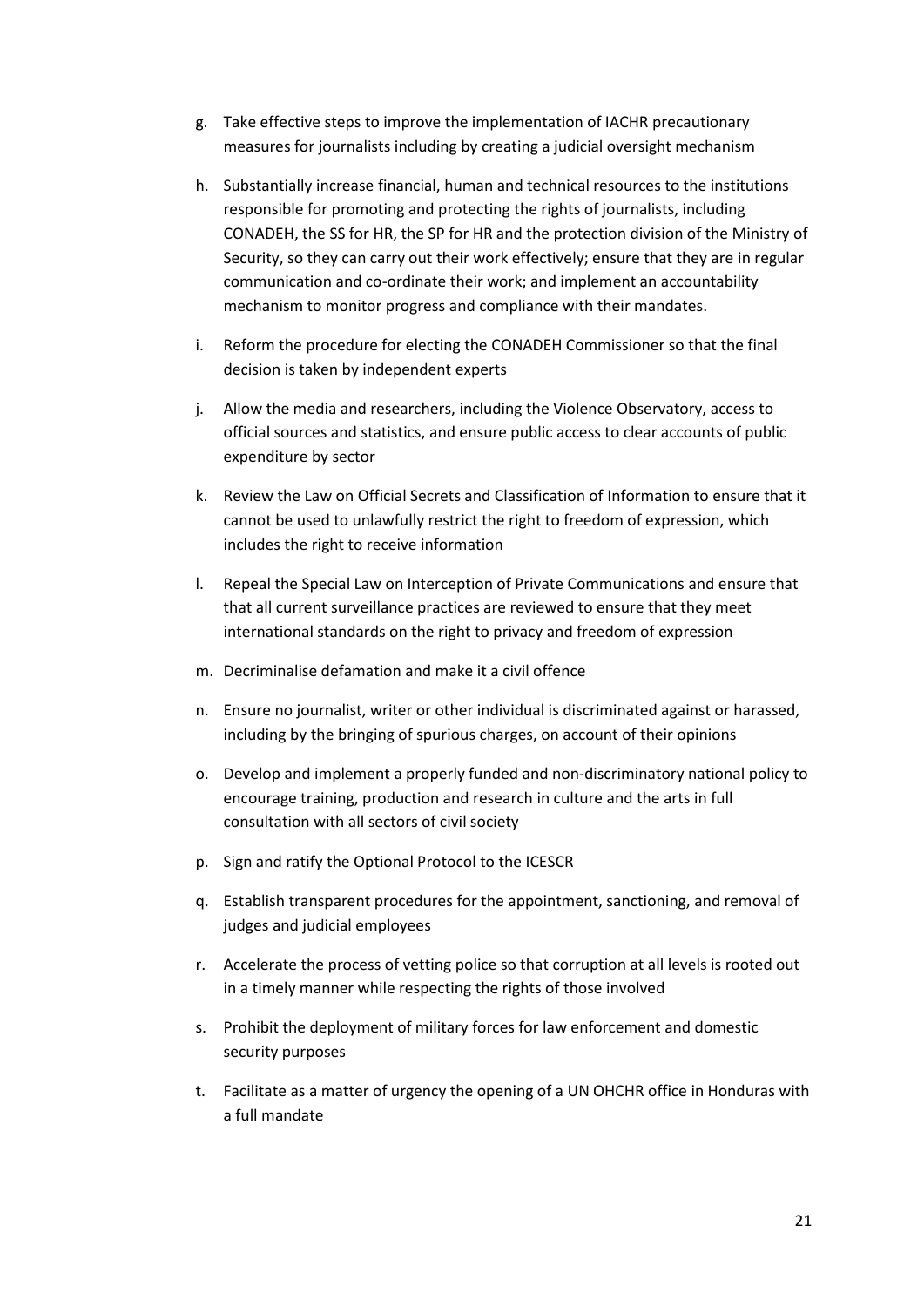g. Take effective steps to improve the implementation of IACHR precautionary measures for journalists including by creating a judicial oversight mechanism

h. Substantially increase financial, human and technical resources to the institutions responsible for promoting and protecting the rights of journalists, including CONADEH, the SS for HR, the SP for HR and the protection division of the Ministry of Security, so they can carry out their work effectively; ensure that they are in regular communication and co-ordinate their work; and implement an accountability mechanism to monitor progress and compliance with their mandates.

i. Reform the procedure for electing the CONADEH Commissioner so that the final decision is taken by independent experts

j. Allow the media and researchers, including the Violence Observatory, access to official sources and statistics, and ensure public access to clear accounts of public expenditure by sector

k. Review the Law on Official Secrets and Classification of Information to ensure that it cannot be used to unlawfully restrict the right to freedom of expression, which includes the right to receive information

l. Repeal the Special Law on Interception of Private Communications and ensure that that all current surveillance practices are reviewed to ensure that they meet international standards on the right to privacy and freedom of expression

m. Decriminalise defamation and make it a civil offence

n. Ensure no journalist, writer or other individual is discriminated against or harassed, including by the bringing of spurious charges, on account of their opinions

o. Develop and implement a properly funded and non-discriminatory national policy to encourage training, production and research in culture and the arts in full consultation with all sectors of civil society

p. Sign and ratify the Optional Protocol to the ICESCR

q. Establish transparent procedures for the appointment, sanctioning, and removal of judges and judicial employees

r. Accelerate the process of vetting police so that corruption at all levels is rooted out in a timely manner while respecting the rights of those involved

s. Prohibit the deployment of military forces for law enforcement and domestic security purposes

t. Facilitate as a matter of urgency the opening of a UN OHCHR office in Honduras with a full mandate